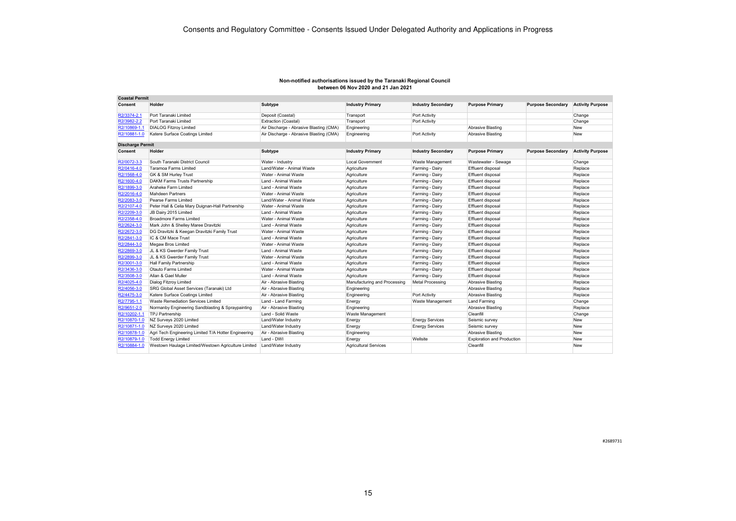# Consents and Regulatory Committee - Consents Issued Under Delegated Authority and Applications in Progress

**Non-notified authorisations issued by the Taranaki Regional Council between 06 Nov 2020 and 21 Jan 2021**

**Coastal Permit**

| Consent | Holder | Subtype | Industry Primary | Industry Secondary | Purpose Primary | Purpose Secondary | Activity Purpose |
|---|---|---|---|---|---|---|---|
| R2/3374-2.1 | Port Taranaki Limited | Deposit (Coastal) | Transport | Port Activity | | | Change |
| R2/3982-2.2 | Port Taranaki Limited | Extraction (Coastal) | Transport | Port Activity | | | Change |
| R2/10869-1.1 | DIALOG Fitzroy Limited | Air Discharge - Abrasive Blasting (CMA) | Engineering | | Abrasive Blasting | | New |
| R2/10881-1.0 | Katere Surface Coatings Limited | Air Discharge - Abrasive Blasting (CMA) | Engineering | Port Activity | Abrasive Blasting | | New |

**Discharge Permit**

| Consent | Holder | Subtype | Industry Primary | Industry Secondary | Purpose Primary | Purpose Secondary | Activity Purpose |
|---|---|---|---|---|---|---|---|
| R2/0072-3.3 | South Taranaki District Council | Water - Industry | Local Government | Waste Management | Wastewater - Sewage | | Change |
| R2/0416-4.0 | Taramoa Farms Limited | Land/Water - Animal Waste | Agriculture | Farming - Dairy | Effluent disposal | | Replace |
| R2/1568-4.0 | GK & SM Hurley Trust | Water - Animal Waste | Agriculture | Farming - Dairy | Effluent disposal | | Replace |
| R2/1600-4.0 | DAKM Farms Trusts Partnership | Land - Animal Waste | Agriculture | Farming - Dairy | Effluent disposal | | Replace |
| R2/1899-3.0 | Araheke Farm Limited | Land - Animal Waste | Agriculture | Farming - Dairy | Effluent disposal | | Replace |
| R2/2016-4.0 | Mahdeen Partners | Water - Animal Waste | Agriculture | Farming - Dairy | Effluent disposal | | Replace |
| R2/2083-3.0 | Pearse Farms Limited | Land/Water - Animal Waste | Agriculture | Farming - Dairy | Effluent disposal | | Replace |
| R2/2107-4.0 | Peter Hall & Celia Mary Duignan-Hall Partnership | Water - Animal Waste | Agriculture | Farming - Dairy | Effluent disposal | | Replace |
| R2/2209-3.0 | JB Dairy 2015 Limited | Land - Animal Waste | Agriculture | Farming - Dairy | Effluent disposal | | Replace |
| R2/2358-4.0 | Broadmore Farms Limited | Water - Animal Waste | Agriculture | Farming - Dairy | Effluent disposal | | Replace |
| R2/2624-3.0 | Mark John & Shelley Maree Dravitzki | Land - Animal Waste | Agriculture | Farming - Dairy | Effluent disposal | | Replace |
| R2/2672-3.0 | DG Dravitzki & Keegan Dravitzki Family Trust | Water - Animal Waste | Agriculture | Farming - Dairy | Effluent disposal | | Replace |
| R2/2841-3.0 | IC & CM Mace Trust | Land - Animal Waste | Agriculture | Farming - Dairy | Effluent disposal | | Replace |
| R2/2844-3.0 | Megaw Bros Limited | Water - Animal Waste | Agriculture | Farming - Dairy | Effluent disposal | | Replace |
| R2/2869-3.0 | JL & KS Gwerder Family Trust | Land - Animal Waste | Agriculture | Farming - Dairy | Effluent disposal | | Replace |
| R2/2899-3.0 | JL & KS Gwerder Family Trust | Water - Animal Waste | Agriculture | Farming - Dairy | Effluent disposal | | Replace |
| R2/3001-3.0 | Hall Family Partnership | Land - Animal Waste | Agriculture | Farming - Dairy | Effluent disposal | | Replace |
| R2/3436-3.0 | Otauto Farms Limited | Water - Animal Waste | Agriculture | Farming - Dairy | Effluent disposal | | Replace |
| R2/3508-3.0 | Allan & Gael Muller | Land - Animal Waste | Agriculture | Farming - Dairy | Effluent disposal | | Replace |
| R2/4025-4.0 | Dialog Fitzroy Limited | Air - Abrasive Blasting | Manufacturing and Processing | Metal Processing | Abrasive Blasting | | Replace |
| R2/4056-3.0 | SRG Global Asset Services (Taranaki) Ltd | Air - Abrasive Blasting | Engineering | | Abrasive Blasting | | Replace |
| R2/4475-3.0 | Katere Surface Coatings Limited | Air - Abrasive Blasting | Engineering | Port Activity | Abrasive Blasting | | Replace |
| R2/7795-1.1 | Waste Remediation Services Limited | Land - Land Farming | Energy | Waste Management | Land Farming | | Change |
| R2/9651-2.0 | Normanby Engineering Sandblasting & Spraypainting | Air - Abrasive Blasting | Engineering | | Abrasive Blasting | | Replace |
| R2/10202-1.1 | TPJ Partnership | Land - Solid Waste | Waste Management | | Cleanfill | | Change |
| R2/10870-1.0 | NZ Surveys 2020 Limited | Land/Water Industry | Energy | Energy Services | Seismic survey | | New |
| R2/10871-1.0 | NZ Surveys 2020 Limited | Land/Water Industry | Energy | Energy Services | Seismic survey | | New |
| R2/10878-1.0 | Agri Tech Engineering Limited T/A Hotter Engineering | Air - Abrasive Blasting | Engineering | | Abrasive Blasting | | New |
| R2/10879-1.0 | Todd Energy Limited | Land - DWI | Energy | Wellsite | Exploration and Production | | New |
| R2/10884-1.0 | Westown Haulage Limited/Westown Agriculture Limited | Land/Water Industry | Agricultural Services | | Cleanfill | | New |

#2689731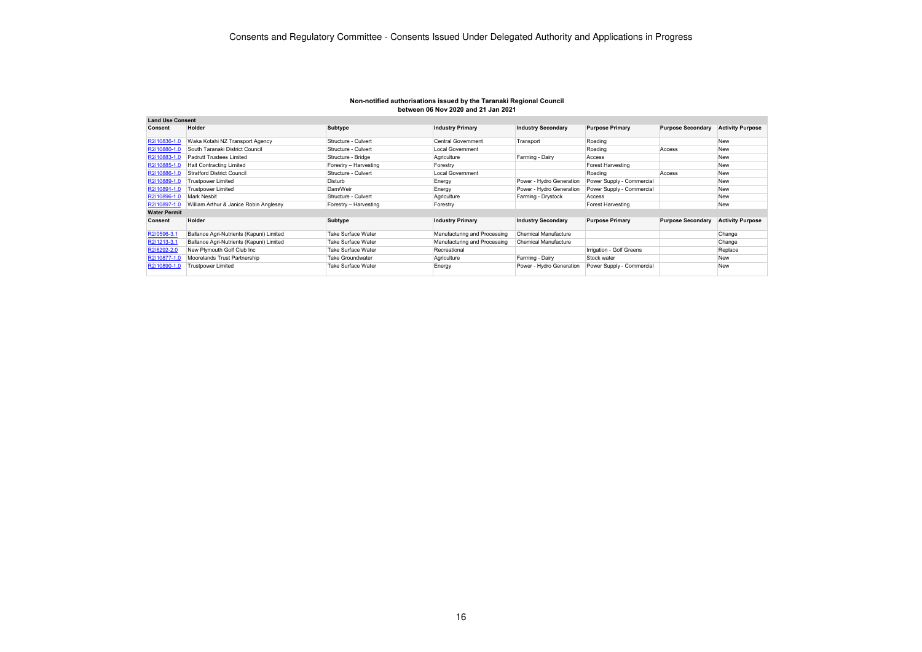# Consents and Regulatory Committee - Consents Issued Under Delegated Authority and Applications in Progress

**Non-notified authorisations issued by the Taranaki Regional Council between 06 Nov 2020 and 21 Jan 2021**

**Land Use Consent**

| Consent | Holder | Subtype | Industry Primary | Industry Secondary | Purpose Primary | Purpose Secondary | Activity Purpose |
|---|---|---|---|---|---|---|---|
| R2/10836-1.0 | Waka Kotahi NZ Transport Agency | Structure - Culvert | Central Government | Transport | Roading | | New |
| R2/10880-1.0 | South Taranaki District Council | Structure - Culvert | Local Government | | Roading | Access | New |
| R2/10883-1.0 | Padrutt Trustees Limited | Structure - Bridge | Agriculture | Farming - Dairy | Access | | New |
| R2/10885-1.0 | Hait Contracting Limited | Forestry – Harvesting | Forestry | | Forest Harvesting | | New |
| R2/10886-1.0 | Stratford District Council | Structure - Culvert | Local Government | | Roading | Access | New |
| R2/10889-1.0 | Trustpower Limited | Disturb | Energy | Power - Hydro Generation | Power Supply - Commercial | | New |
| R2/10891-1.0 | Trustpower Limited | Dam/Weir | Energy | Power - Hydro Generation | Power Supply - Commercial | | New |
| R2/10896-1.0 | Mark Nesbit | Structure - Culvert | Agriculture | Farming - Drystock | Access | | New |
| R2/10897-1.0 | William Arthur & Janice Robin Anglesey | Forestry – Harvesting | Forestry | | Forest Harvesting | | New |

**Water Permit**

| Consent | Holder | Subtype | Industry Primary | Industry Secondary | Purpose Primary | Purpose Secondary | Activity Purpose |
|---|---|---|---|---|---|---|---|
| R2/0596-3.1 | Ballance Agri-Nutrients (Kapuni) Limited | Take Surface Water | Manufacturing and Processing | Chemical Manufacture | | | Change |
| R2/1213-3.1 | Ballance Agri-Nutrients (Kapuni) Limited | Take Surface Water | Manufacturing and Processing | Chemical Manufacture | | | Change |
| R2/6292-2.0 | New Plymouth Golf Club Inc | Take Surface Water | Recreational | | Irrigation - Golf Greens | | Replace |
| R2/10877-1.0 | Moorelands Trust Partnership | Take Groundwater | Agriculture | Farming - Dairy | Stock water | | New |
| R2/10890-1.0 | Trustpower Limited | Take Surface Water | Energy | Power - Hydro Generation | Power Supply - Commercial | | New |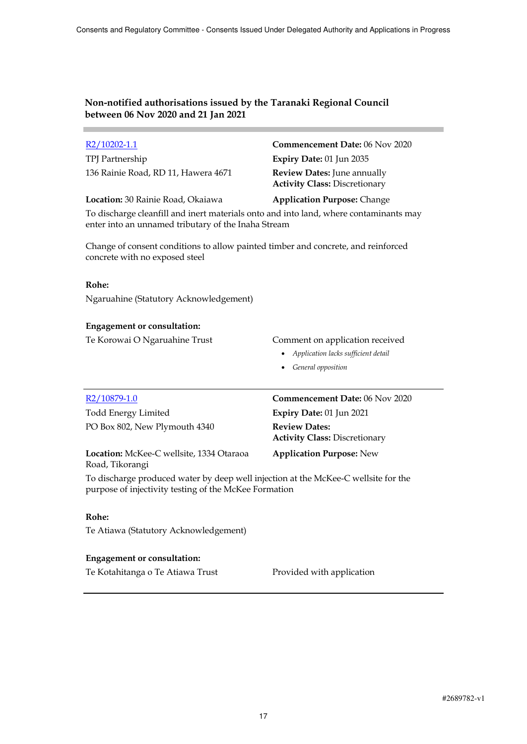### Non-notified authorisations issued by the Taranaki Regional Council between 06 Nov 2020 and 21 Jan 2021

---

[R2/10202-1.1](#)

TPJ Partnership
136 Rainie Road, RD 11, Hawera 4671

**Commencement Date:** 06 Nov 2020
**Expiry Date:** 01 Jun 2035
**Review Dates:** June annually
**Activity Class:** Discretionary

**Location:** 30 Rainie Road, Okaiawa

**Application Purpose:** Change

To discharge cleanfill and inert materials onto and into land, where contaminants may enter into an unnamed tributary of the Inaha Stream

Change of consent conditions to allow painted timber and concrete, and reinforced concrete with no exposed steel

**Rohe:**

Ngaruahine (Statutory Acknowledgement)

**Engagement or consultation:**

Te Korowai O Ngaruahine Trust — Comment on application received

- *Application lacks sufficient detail*
- *General opposition*

---

[R2/10879-1.0](#)

Todd Energy Limited
PO Box 802, New Plymouth 4340

**Commencement Date:** 06 Nov 2020
**Expiry Date:** 01 Jun 2021
**Review Dates:**
**Activity Class:** Discretionary

**Location:** McKee-C wellsite, 1334 Otaraoa Road, Tikorangi

**Application Purpose:** New

To discharge produced water by deep well injection at the McKee-C wellsite for the purpose of injectivity testing of the McKee Formation

**Rohe:**

Te Atiawa (Statutory Acknowledgement)

**Engagement or consultation:**

Te Kotahitanga o Te Atiawa Trust — Provided with application

---

#2689782-v1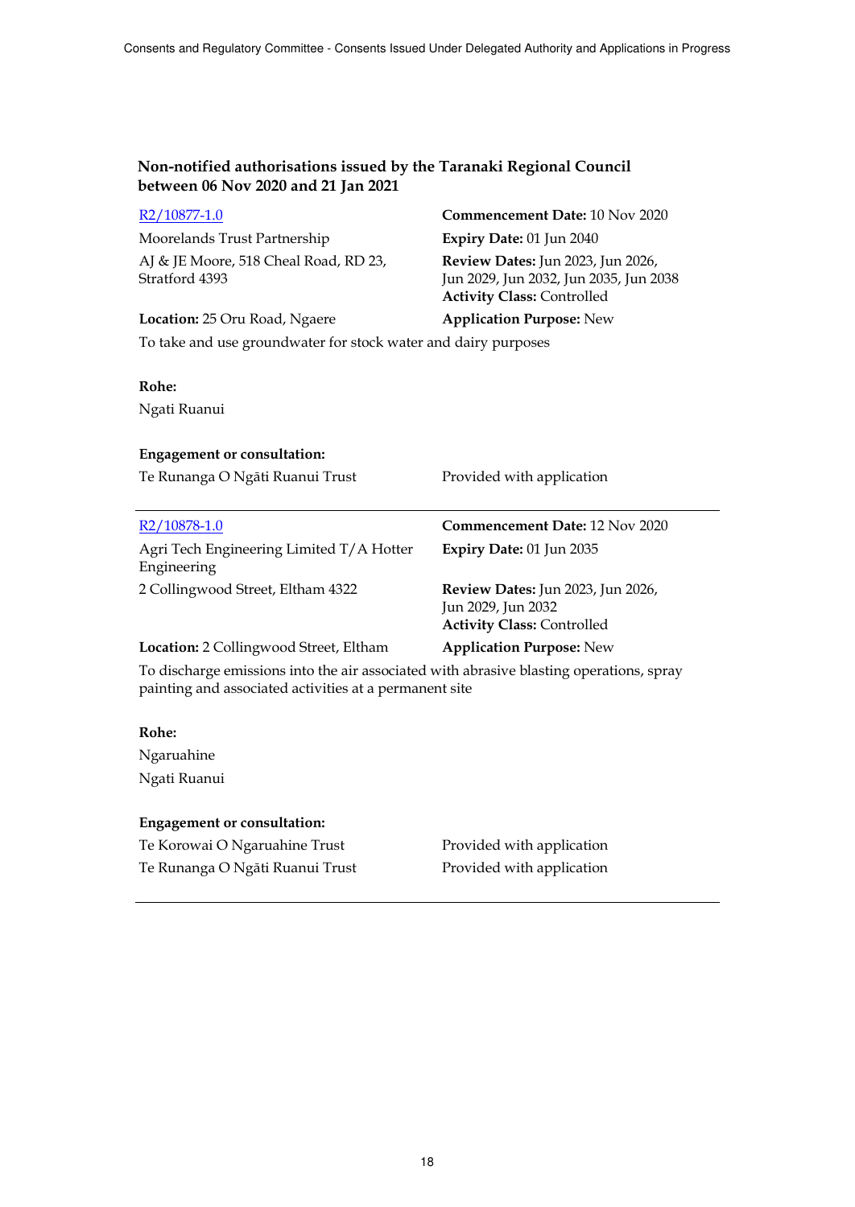### Non-notified authorisations issued by the Taranaki Regional Council between 06 Nov 2020 and 21 Jan 2021

| | |
|---|---|
| R2/10877-1.0 | **Commencement Date:** 10 Nov 2020 |
| Moorelands Trust Partnership | **Expiry Date:** 01 Jun 2040 |
| AJ & JE Moore, 518 Cheal Road, RD 23, Stratford 4393 | **Review Dates:** Jun 2023, Jun 2026, Jun 2029, Jun 2032, Jun 2035, Jun 2038<br>**Activity Class:** Controlled |
| **Location:** 25 Oru Road, Ngaere | **Application Purpose:** New |

To take and use groundwater for stock water and dairy purposes

**Rohe:**

Ngati Ruanui

**Engagement or consultation:**

| | |
|---|---|
| Te Runanga O Ngāti Ruanui Trust | Provided with application |

---

| | |
|---|---|
| R2/10878-1.0 | **Commencement Date:** 12 Nov 2020 |
| Agri Tech Engineering Limited T/A Hotter Engineering | **Expiry Date:** 01 Jun 2035 |
| 2 Collingwood Street, Eltham 4322 | **Review Dates:** Jun 2023, Jun 2026, Jun 2029, Jun 2032<br>**Activity Class:** Controlled |
| **Location:** 2 Collingwood Street, Eltham | **Application Purpose:** New |

To discharge emissions into the air associated with abrasive blasting operations, spray painting and associated activities at a permanent site

**Rohe:**

Ngaruahine

Ngati Ruanui

**Engagement or consultation:**

| | |
|---|---|
| Te Korowai O Ngaruahine Trust | Provided with application |
| Te Runanga O Ngāti Ruanui Trust | Provided with application |

---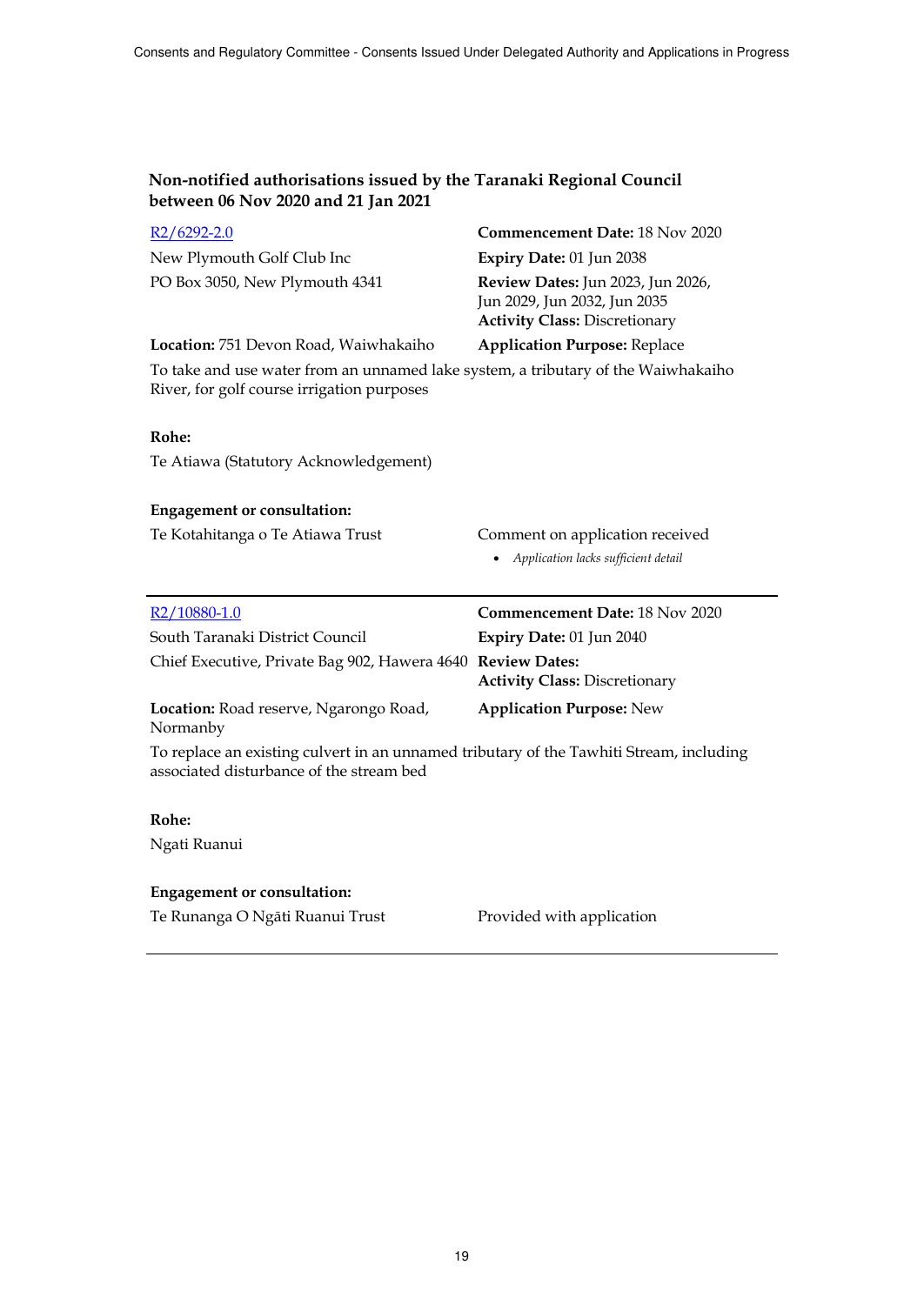### Non-notified authorisations issued by the Taranaki Regional Council between 06 Nov 2020 and 21 Jan 2021

[R2/6292-2.0](R2/6292-2.0)

New Plymouth Golf Club Inc
PO Box 3050, New Plymouth 4341

**Commencement Date:** 18 Nov 2020
**Expiry Date:** 01 Jun 2038
**Review Dates:** Jun 2023, Jun 2026, Jun 2029, Jun 2032, Jun 2035
**Activity Class:** Discretionary

**Location:** 751 Devon Road, Waiwhakaiho
**Application Purpose:** Replace

To take and use water from an unnamed lake system, a tributary of the Waiwhakaiho River, for golf course irrigation purposes

**Rohe:**

Te Atiawa (Statutory Acknowledgement)

**Engagement or consultation:**

Te Kotahitanga o Te Atiawa Trust — Comment on application received

- *Application lacks sufficient detail*

---

[R2/10880-1.0](R2/10880-1.0)

South Taranaki District Council
Chief Executive, Private Bag 902, Hawera 4640

**Commencement Date:** 18 Nov 2020
**Expiry Date:** 01 Jun 2040
**Review Dates:**
**Activity Class:** Discretionary

**Location:** Road reserve, Ngarongo Road, Normanby
**Application Purpose:** New

To replace an existing culvert in an unnamed tributary of the Tawhiti Stream, including associated disturbance of the stream bed

**Rohe:**

Ngati Ruanui

**Engagement or consultation:**

Te Runanga O Ngāti Ruanui Trust — Provided with application

---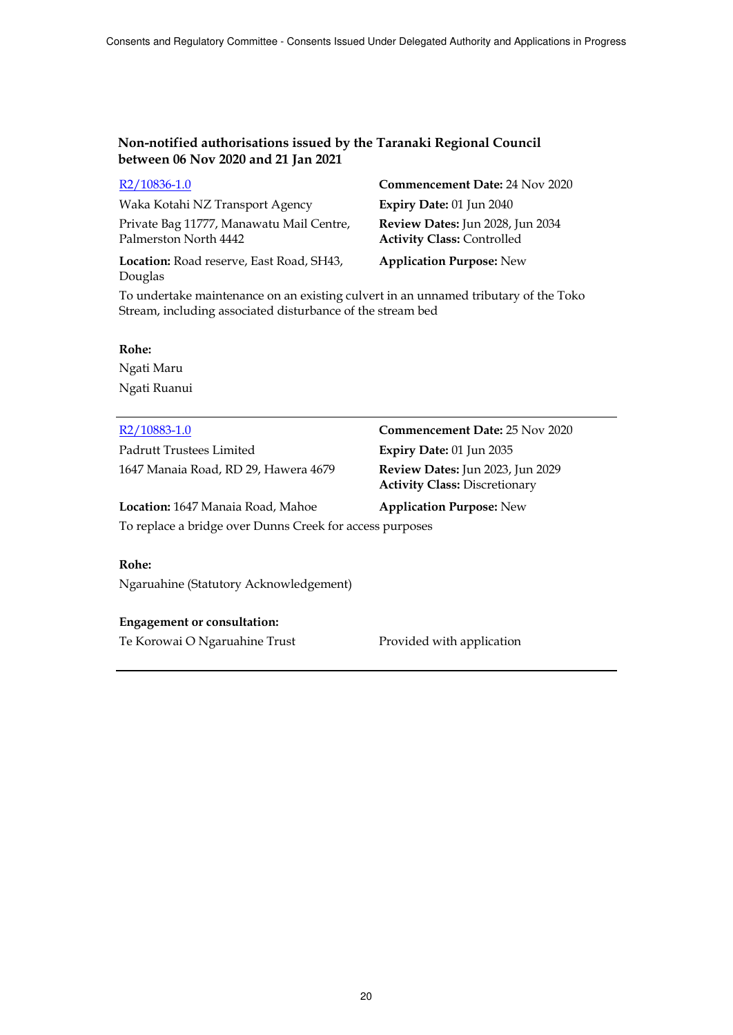**Non-notified authorisations issued by the Taranaki Regional Council between 06 Nov 2020 and 21 Jan 2021**

[R2/10836-1.0]

Waka Kotahi NZ Transport Agency

Private Bag 11777, Manawatu Mail Centre, Palmerston North 4442

**Location:** Road reserve, East Road, SH43, Douglas

**Commencement Date:** 24 Nov 2020

**Expiry Date:** 01 Jun 2040

**Review Dates:** Jun 2028, Jun 2034

**Activity Class:** Controlled

**Application Purpose:** New

To undertake maintenance on an existing culvert in an unnamed tributary of the Toko Stream, including associated disturbance of the stream bed

**Rohe:**

Ngati Maru

Ngati Ruanui

---

[R2/10883-1.0]

Padrutt Trustees Limited

1647 Manaia Road, RD 29, Hawera 4679

**Location:** 1647 Manaia Road, Mahoe

**Commencement Date:** 25 Nov 2020

**Expiry Date:** 01 Jun 2035

**Review Dates:** Jun 2023, Jun 2029

**Activity Class:** Discretionary

**Application Purpose:** New

To replace a bridge over Dunns Creek for access purposes

**Rohe:**

Ngaruahine (Statutory Acknowledgement)

**Engagement or consultation:**

Te Korowai O Ngaruahine Trust — Provided with application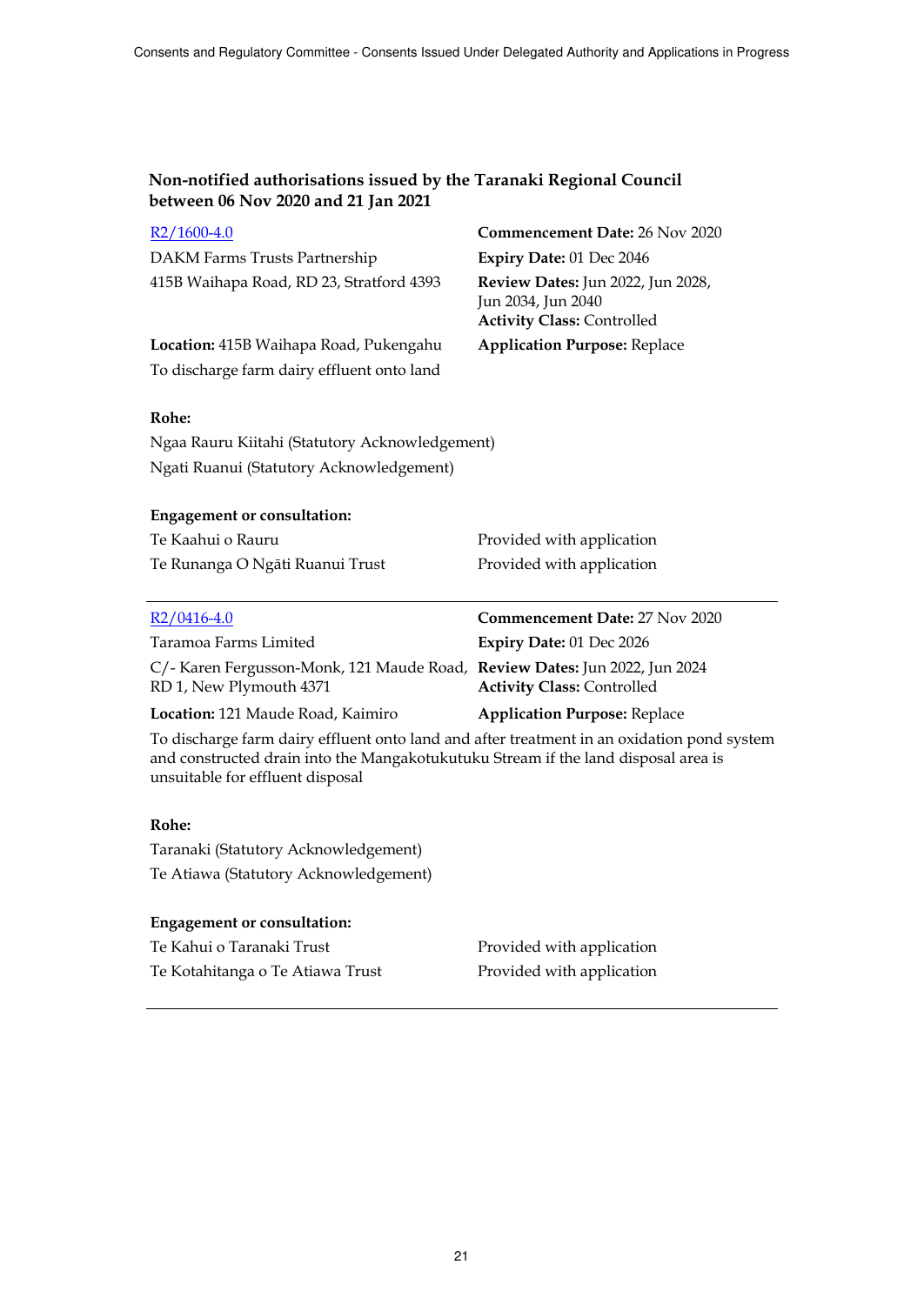## Non-notified authorisations issued by the Taranaki Regional Council between 06 Nov 2020 and 21 Jan 2021

[R2/1600-4.0](#)

DAKM Farms Trusts Partnership
415B Waihapa Road, RD 23, Stratford 4393

**Commencement Date:** 26 Nov 2020
**Expiry Date:** 01 Dec 2046
**Review Dates:** Jun 2022, Jun 2028, Jun 2034, Jun 2040
**Activity Class:** Controlled

**Location:** 415B Waihapa Road, Pukengahu
**Application Purpose:** Replace

To discharge farm dairy effluent onto land

**Rohe:**

Ngaa Rauru Kiitahi (Statutory Acknowledgement)
Ngati Ruanui (Statutory Acknowledgement)

**Engagement or consultation:**

| | |
|---|---|
| Te Kaahui o Rauru | Provided with application |
| Te Runanga O Ngāti Ruanui Trust | Provided with application |

---

[R2/0416-4.0](#)

Taramoa Farms Limited
C/- Karen Fergusson-Monk, 121 Maude Road, RD 1, New Plymouth 4371

**Commencement Date:** 27 Nov 2020
**Expiry Date:** 01 Dec 2026
**Review Dates:** Jun 2022, Jun 2024
**Activity Class:** Controlled

**Location:** 121 Maude Road, Kaimiro
**Application Purpose:** Replace

To discharge farm dairy effluent onto land and after treatment in an oxidation pond system and constructed drain into the Mangakotukutuku Stream if the land disposal area is unsuitable for effluent disposal

**Rohe:**

Taranaki (Statutory Acknowledgement)
Te Atiawa (Statutory Acknowledgement)

**Engagement or consultation:**

| | |
|---|---|
| Te Kahui o Taranaki Trust | Provided with application |
| Te Kotahitanga o Te Atiawa Trust | Provided with application |

---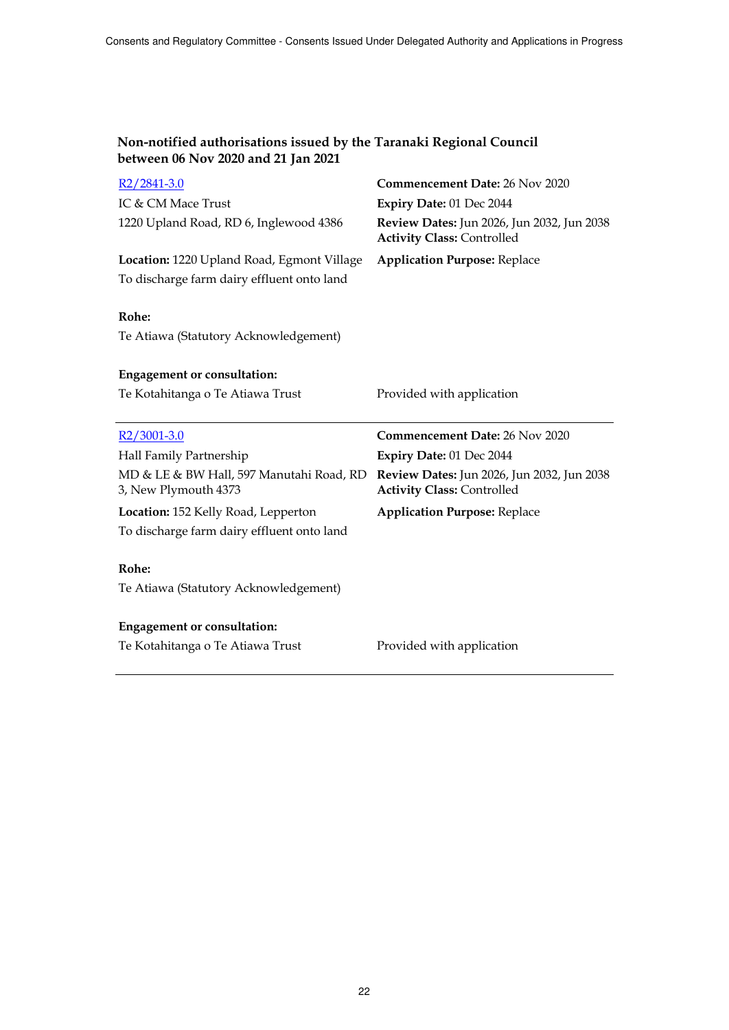## Non-notified authorisations issued by the Taranaki Regional Council between 06 Nov 2020 and 21 Jan 2021

R2/2841-3.0

IC & CM Mace Trust

1220 Upland Road, RD 6, Inglewood 4386

**Commencement Date:** 26 Nov 2020

**Expiry Date:** 01 Dec 2044

**Review Dates:** Jun 2026, Jun 2032, Jun 2038

**Activity Class:** Controlled

**Location:** 1220 Upland Road, Egmont Village

**Application Purpose:** Replace

To discharge farm dairy effluent onto land

**Rohe:**

Te Atiawa (Statutory Acknowledgement)

**Engagement or consultation:**

Te Kotahitanga o Te Atiawa Trust — Provided with application

---

R2/3001-3.0

Hall Family Partnership

MD & LE & BW Hall, 597 Manutahi Road, RD 3, New Plymouth 4373

**Commencement Date:** 26 Nov 2020

**Expiry Date:** 01 Dec 2044

**Review Dates:** Jun 2026, Jun 2032, Jun 2038

**Activity Class:** Controlled

**Location:** 152 Kelly Road, Lepperton

**Application Purpose:** Replace

To discharge farm dairy effluent onto land

**Rohe:**

Te Atiawa (Statutory Acknowledgement)

**Engagement or consultation:**

Te Kotahitanga o Te Atiawa Trust — Provided with application

---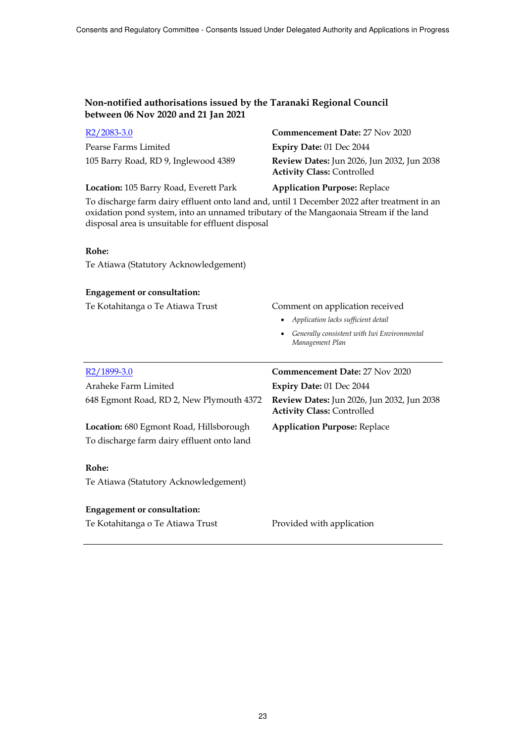## Non-notified authorisations issued by the Taranaki Regional Council between 06 Nov 2020 and 21 Jan 2021

R2/2083-3.0

Pearse Farms Limited

105 Barry Road, RD 9, Inglewood 4389

**Commencement Date:** 27 Nov 2020

**Expiry Date:** 01 Dec 2044

**Review Dates:** Jun 2026, Jun 2032, Jun 2038

**Activity Class:** Controlled

**Location:** 105 Barry Road, Everett Park

**Application Purpose:** Replace

To discharge farm dairy effluent onto land and, until 1 December 2022 after treatment in an oxidation pond system, into an unnamed tributary of the Mangaonaia Stream if the land disposal area is unsuitable for effluent disposal

**Rohe:**

Te Atiawa (Statutory Acknowledgement)

**Engagement or consultation:**

Te Kotahitanga o Te Atiawa Trust — Comment on application received

- *Application lacks sufficient detail*
- *Generally consistent with Iwi Environmental Management Plan*

---

R2/1899-3.0

Araheke Farm Limited

648 Egmont Road, RD 2, New Plymouth 4372

**Commencement Date:** 27 Nov 2020

**Expiry Date:** 01 Dec 2044

**Review Dates:** Jun 2026, Jun 2032, Jun 2038

**Activity Class:** Controlled

**Location:** 680 Egmont Road, Hillsborough

**Application Purpose:** Replace

To discharge farm dairy effluent onto land

**Rohe:**

Te Atiawa (Statutory Acknowledgement)

**Engagement or consultation:**

Te Kotahitanga o Te Atiawa Trust — Provided with application

---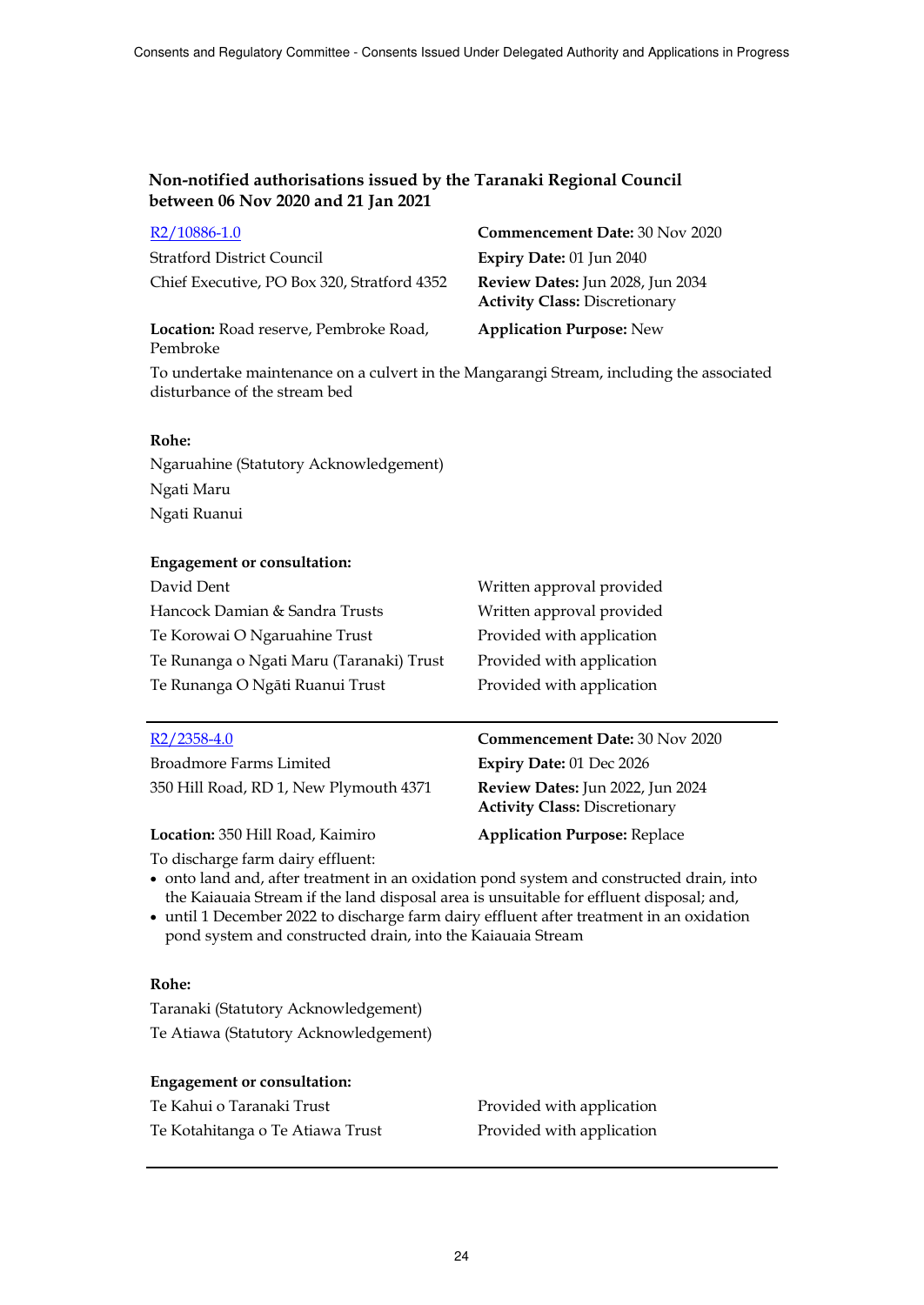## Non-notified authorisations issued by the Taranaki Regional Council between 06 Nov 2020 and 21 Jan 2021

| | |
|---|---|
| [R2/10886-1.0](R2/10886-1.0) | **Commencement Date:** 30 Nov 2020 |
| Stratford District Council | **Expiry Date:** 01 Jun 2040 |
| Chief Executive, PO Box 320, Stratford 4352 | **Review Dates:** Jun 2028, Jun 2034<br>**Activity Class:** Discretionary |
| **Location:** Road reserve, Pembroke Road, Pembroke | **Application Purpose:** New |

To undertake maintenance on a culvert in the Mangarangi Stream, including the associated disturbance of the stream bed

**Rohe:**

Ngaruahine (Statutory Acknowledgement)

Ngati Maru

Ngati Ruanui

**Engagement or consultation:**

| | |
|---|---|
| David Dent | Written approval provided |
| Hancock Damian & Sandra Trusts | Written approval provided |
| Te Korowai O Ngaruahine Trust | Provided with application |
| Te Runanga o Ngati Maru (Taranaki) Trust | Provided with application |
| Te Runanga O Ngāti Ruanui Trust | Provided with application |

---

| | |
|---|---|
| [R2/2358-4.0](R2/2358-4.0) | **Commencement Date:** 30 Nov 2020 |
| Broadmore Farms Limited | **Expiry Date:** 01 Dec 2026 |
| 350 Hill Road, RD 1, New Plymouth 4371 | **Review Dates:** Jun 2022, Jun 2024<br>**Activity Class:** Discretionary |
| **Location:** 350 Hill Road, Kaimiro | **Application Purpose:** Replace |

To discharge farm dairy effluent:

- onto land and, after treatment in an oxidation pond system and constructed drain, into the Kaiauaia Stream if the land disposal area is unsuitable for effluent disposal; and,
- until 1 December 2022 to discharge farm dairy effluent after treatment in an oxidation pond system and constructed drain, into the Kaiauaia Stream

**Rohe:**

Taranaki (Statutory Acknowledgement)

Te Atiawa (Statutory Acknowledgement)

**Engagement or consultation:**

| | |
|---|---|
| Te Kahui o Taranaki Trust | Provided with application |
| Te Kotahitanga o Te Atiawa Trust | Provided with application |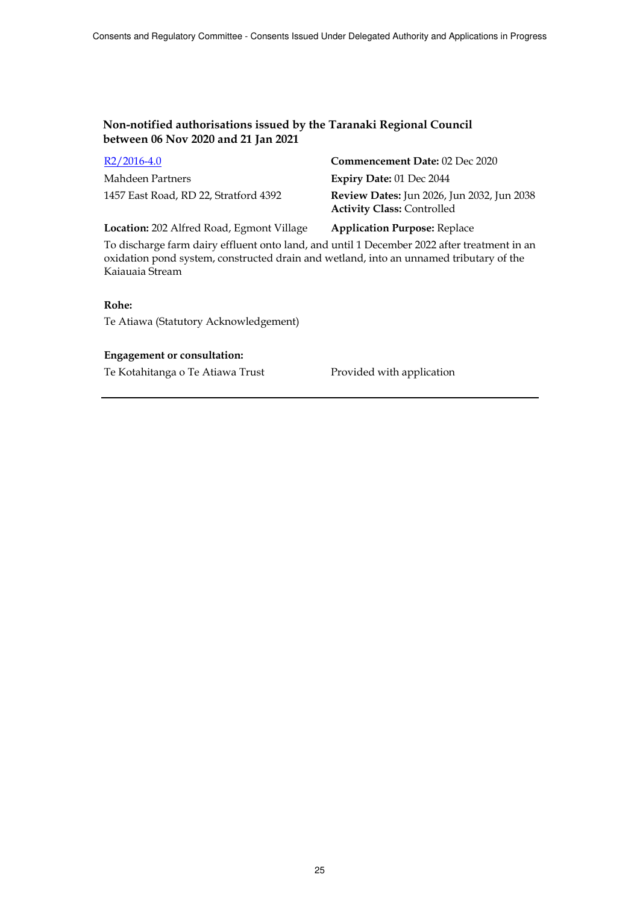### Non-notified authorisations issued by the Taranaki Regional Council between 06 Nov 2020 and 21 Jan 2021

R2/2016-4.0

Mahdeen Partners

1457 East Road, RD 22, Stratford 4392

**Commencement Date:** 02 Dec 2020

**Expiry Date:** 01 Dec 2044

**Review Dates:** Jun 2026, Jun 2032, Jun 2038

**Activity Class:** Controlled

**Location:** 202 Alfred Road, Egmont Village

**Application Purpose:** Replace

To discharge farm dairy effluent onto land, and until 1 December 2022 after treatment in an oxidation pond system, constructed drain and wetland, into an unnamed tributary of the Kaiauaia Stream

**Rohe:**

Te Atiawa (Statutory Acknowledgement)

**Engagement or consultation:**

Te Kotahitanga o Te Atiawa Trust — Provided with application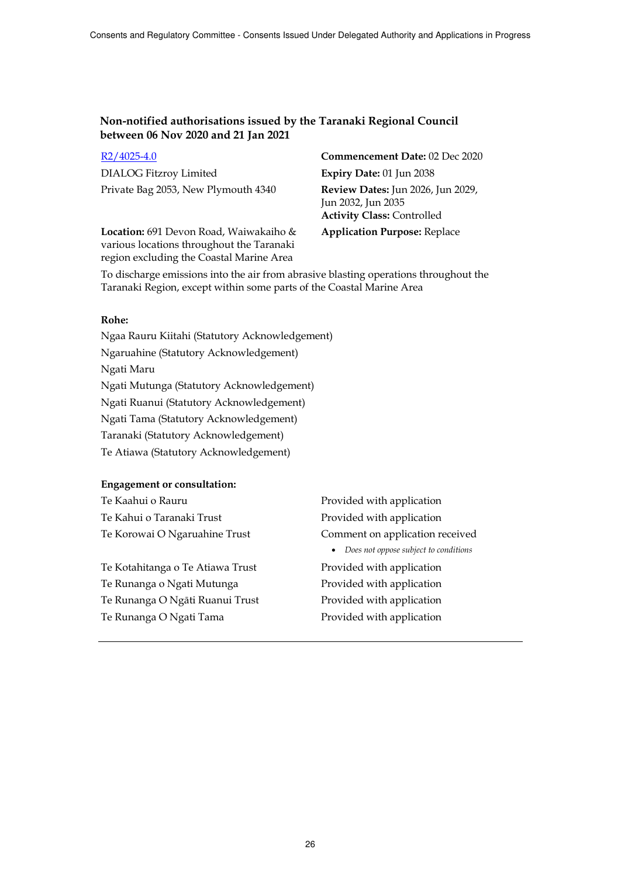## Non-notified authorisations issued by the Taranaki Regional Council between 06 Nov 2020 and 21 Jan 2021

[R2/4025-4.0]

DIALOG Fitzroy Limited
Private Bag 2053, New Plymouth 4340

**Commencement Date:** 02 Dec 2020
**Expiry Date:** 01 Jun 2038
**Review Dates:** Jun 2026, Jun 2029, Jun 2032, Jun 2035
**Activity Class:** Controlled
**Application Purpose:** Replace

**Location:** 691 Devon Road, Waiwakaiho & various locations throughout the Taranaki region excluding the Coastal Marine Area

To discharge emissions into the air from abrasive blasting operations throughout the Taranaki Region, except within some parts of the Coastal Marine Area

**Rohe:**

Ngaa Rauru Kiitahi (Statutory Acknowledgement)
Ngaruahine (Statutory Acknowledgement)
Ngati Maru
Ngati Mutunga (Statutory Acknowledgement)
Ngati Ruanui (Statutory Acknowledgement)
Ngati Tama (Statutory Acknowledgement)
Taranaki (Statutory Acknowledgement)
Te Atiawa (Statutory Acknowledgement)

**Engagement or consultation:**

| | |
|---|---|
| Te Kaahui o Rauru | Provided with application |
| Te Kahui o Taranaki Trust | Provided with application |
| Te Korowai O Ngaruahine Trust | Comment on application received<br>• *Does not oppose subject to conditions* |
| Te Kotahitanga o Te Atiawa Trust | Provided with application |
| Te Runanga o Ngati Mutunga | Provided with application |
| Te Runanga O Ngāti Ruanui Trust | Provided with application |
| Te Runanga O Ngati Tama | Provided with application |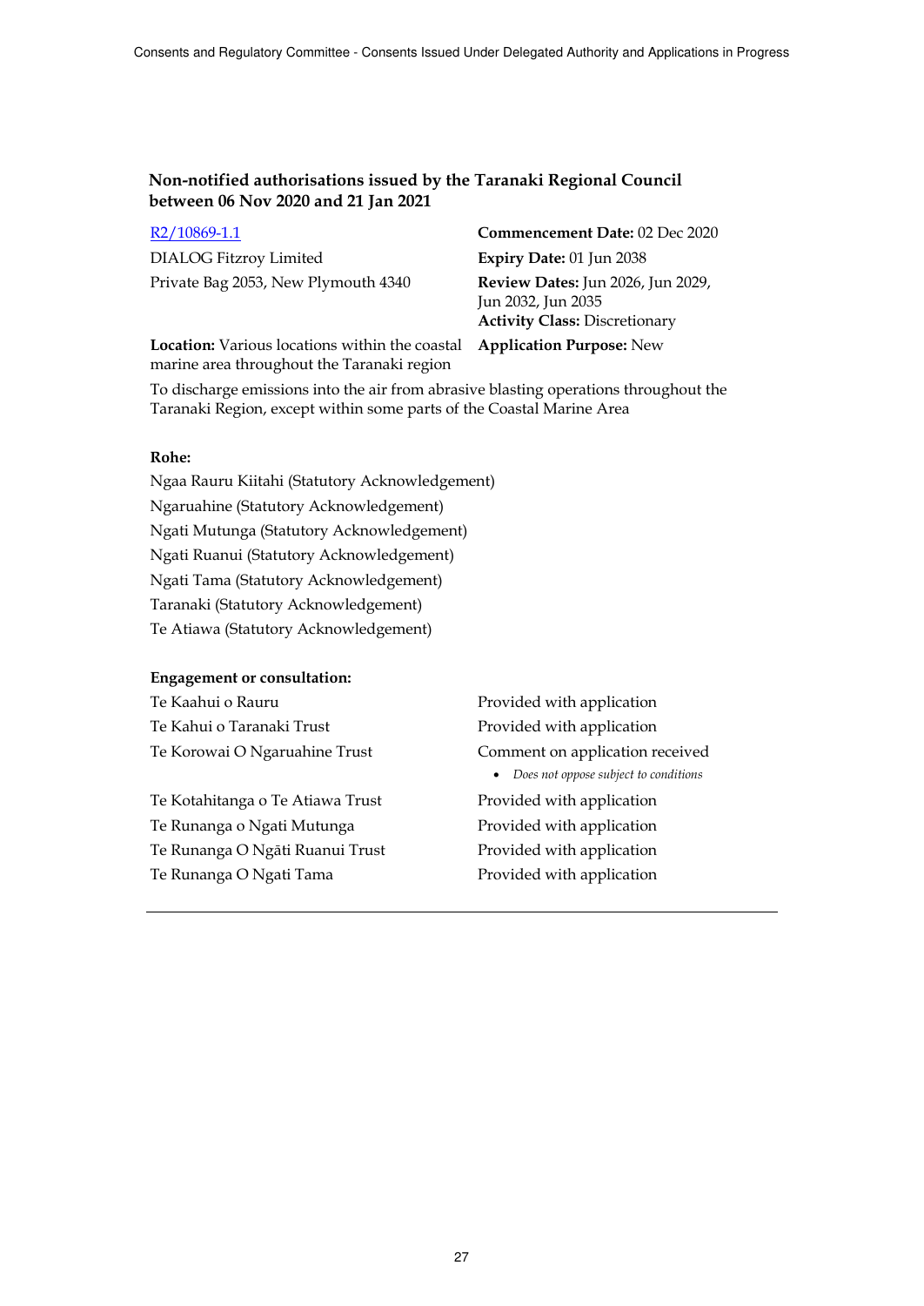### Non-notified authorisations issued by the Taranaki Regional Council between 06 Nov 2020 and 21 Jan 2021

[R2/10869-1.1]

DIALOG Fitzroy Limited

Private Bag 2053, New Plymouth 4340

**Commencement Date:** 02 Dec 2020

**Expiry Date:** 01 Jun 2038

**Review Dates:** Jun 2026, Jun 2029, Jun 2032, Jun 2035

**Activity Class:** Discretionary

**Location:** Various locations within the coastal marine area throughout the Taranaki region

**Application Purpose:** New

To discharge emissions into the air from abrasive blasting operations throughout the Taranaki Region, except within some parts of the Coastal Marine Area

**Rohe:**

Ngaa Rauru Kiitahi (Statutory Acknowledgement)

Ngaruahine (Statutory Acknowledgement)

Ngati Mutunga (Statutory Acknowledgement)

Ngati Ruanui (Statutory Acknowledgement)

Ngati Tama (Statutory Acknowledgement)

Taranaki (Statutory Acknowledgement)

Te Atiawa (Statutory Acknowledgement)

**Engagement or consultation:**

| | |
|---|---|
| Te Kaahui o Rauru | Provided with application |
| Te Kahui o Taranaki Trust | Provided with application |
| Te Korowai O Ngaruahine Trust | Comment on application received<br>• *Does not oppose subject to conditions* |
| Te Kotahitanga o Te Atiawa Trust | Provided with application |
| Te Runanga o Ngati Mutunga | Provided with application |
| Te Runanga O Ngāti Ruanui Trust | Provided with application |
| Te Runanga O Ngati Tama | Provided with application |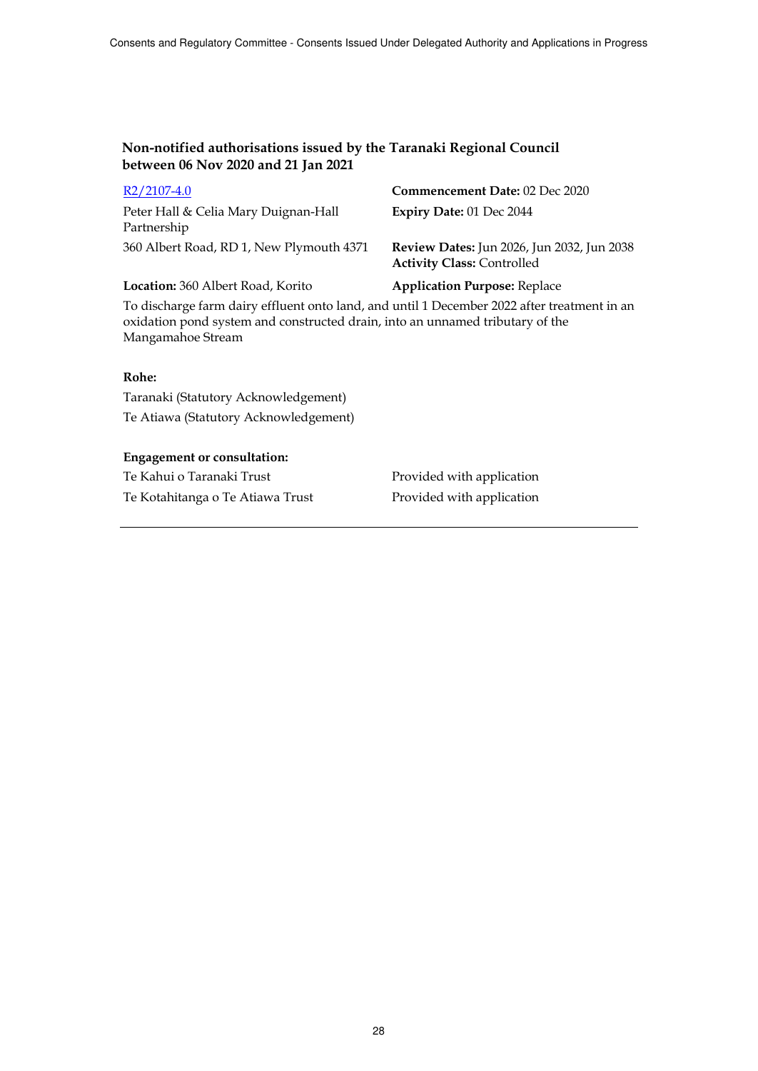## Non-notified authorisations issued by the Taranaki Regional Council between 06 Nov 2020 and 21 Jan 2021

| | |
|---|---|
| R2/2107-4.0 | **Commencement Date:** 02 Dec 2020 |
| Peter Hall & Celia Mary Duignan-Hall Partnership | **Expiry Date:** 01 Dec 2044 |
| 360 Albert Road, RD 1, New Plymouth 4371 | **Review Dates:** Jun 2026, Jun 2032, Jun 2038<br>**Activity Class:** Controlled |
| **Location:** 360 Albert Road, Korito | **Application Purpose:** Replace |

To discharge farm dairy effluent onto land, and until 1 December 2022 after treatment in an oxidation pond system and constructed drain, into an unnamed tributary of the Mangamahoe Stream

**Rohe:**

Taranaki (Statutory Acknowledgement)

Te Atiawa (Statutory Acknowledgement)

**Engagement or consultation:**

| | |
|---|---|
| Te Kahui o Taranaki Trust | Provided with application |
| Te Kotahitanga o Te Atiawa Trust | Provided with application |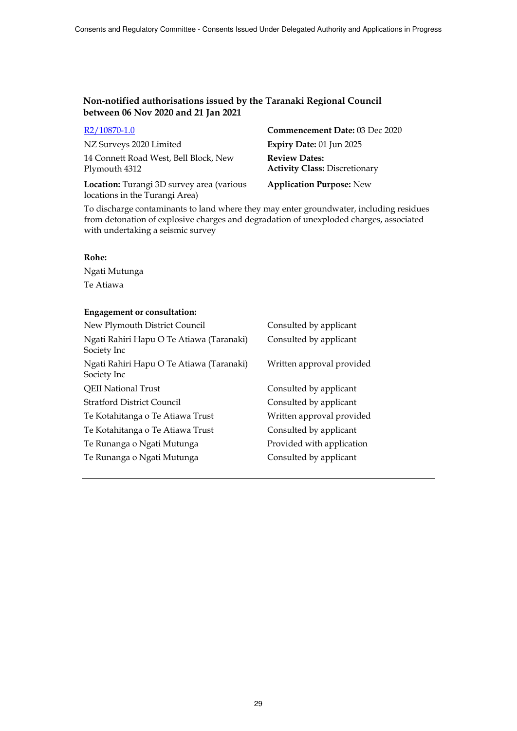## Non-notified authorisations issued by the Taranaki Regional Council between 06 Nov 2020 and 21 Jan 2021

[R2/10870-1.0]

NZ Surveys 2020 Limited

14 Connett Road West, Bell Block, New Plymouth 4312

**Location:** Turangi 3D survey area (various locations in the Turangi Area)

**Commencement Date:** 03 Dec 2020

**Expiry Date:** 01 Jun 2025

**Review Dates:**

**Activity Class:** Discretionary

**Application Purpose:** New

To discharge contaminants to land where they may enter groundwater, including residues from detonation of explosive charges and degradation of unexploded charges, associated with undertaking a seismic survey

**Rohe:**

Ngati Mutunga

Te Atiawa

**Engagement or consultation:**

| | |
|---|---|
| New Plymouth District Council | Consulted by applicant |
| Ngati Rahiri Hapu O Te Atiawa (Taranaki) Society Inc | Consulted by applicant |
| Ngati Rahiri Hapu O Te Atiawa (Taranaki) Society Inc | Written approval provided |
| QEII National Trust | Consulted by applicant |
| Stratford District Council | Consulted by applicant |
| Te Kotahitanga o Te Atiawa Trust | Written approval provided |
| Te Kotahitanga o Te Atiawa Trust | Consulted by applicant |
| Te Runanga o Ngati Mutunga | Provided with application |
| Te Runanga o Ngati Mutunga | Consulted by applicant |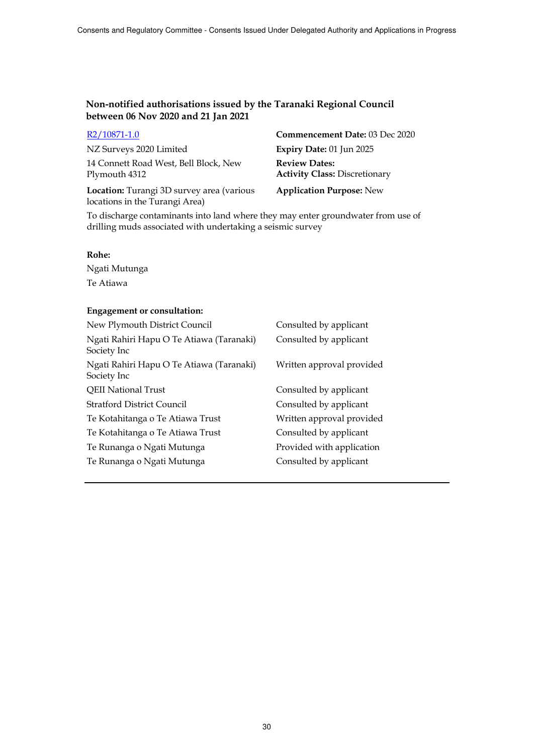**Non-notified authorisations issued by the Taranaki Regional Council between 06 Nov 2020 and 21 Jan 2021**

[R2/10871-1.0]

NZ Surveys 2020 Limited

14 Connett Road West, Bell Block, New Plymouth 4312

**Location:** Turangi 3D survey area (various locations in the Turangi Area)

**Commencement Date:** 03 Dec 2020

**Expiry Date:** 01 Jun 2025

**Review Dates:**

**Activity Class:** Discretionary

**Application Purpose:** New

To discharge contaminants into land where they may enter groundwater from use of drilling muds associated with undertaking a seismic survey

**Rohe:**

Ngati Mutunga

Te Atiawa

**Engagement or consultation:**

| | |
|---|---|
| New Plymouth District Council | Consulted by applicant |
| Ngati Rahiri Hapu O Te Atiawa (Taranaki) Society Inc | Consulted by applicant |
| Ngati Rahiri Hapu O Te Atiawa (Taranaki) Society Inc | Written approval provided |
| QEII National Trust | Consulted by applicant |
| Stratford District Council | Consulted by applicant |
| Te Kotahitanga o Te Atiawa Trust | Written approval provided |
| Te Kotahitanga o Te Atiawa Trust | Consulted by applicant |
| Te Runanga o Ngati Mutunga | Provided with application |
| Te Runanga o Ngati Mutunga | Consulted by applicant |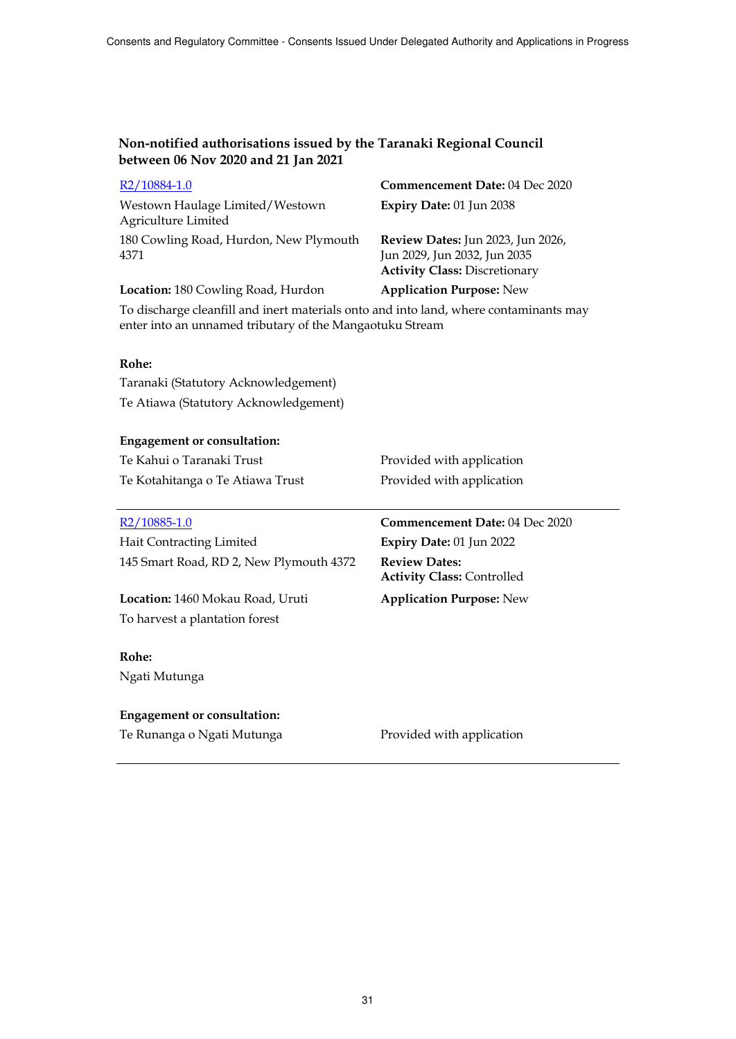### Non-notified authorisations issued by the Taranaki Regional Council between 06 Nov 2020 and 21 Jan 2021

R2/10884-1.0

Westown Haulage Limited/Westown Agriculture Limited

180 Cowling Road, Hurdon, New Plymouth 4371

**Location:** 180 Cowling Road, Hurdon

**Commencement Date:** 04 Dec 2020

**Expiry Date:** 01 Jun 2038

**Review Dates:** Jun 2023, Jun 2026, Jun 2029, Jun 2032, Jun 2035

**Activity Class:** Discretionary

**Application Purpose:** New

To discharge cleanfill and inert materials onto and into land, where contaminants may enter into an unnamed tributary of the Mangaotuku Stream

**Rohe:**

Taranaki (Statutory Acknowledgement)

Te Atiawa (Statutory Acknowledgement)

**Engagement or consultation:**

| | |
|---|---|
| Te Kahui o Taranaki Trust | Provided with application |
| Te Kotahitanga o Te Atiawa Trust | Provided with application |

---

R2/10885-1.0

Hait Contracting Limited

145 Smart Road, RD 2, New Plymouth 4372

**Location:** 1460 Mokau Road, Uruti

**Commencement Date:** 04 Dec 2020

**Expiry Date:** 01 Jun 2022

**Review Dates:**

**Activity Class:** Controlled

**Application Purpose:** New

To harvest a plantation forest

**Rohe:**

Ngati Mutunga

**Engagement or consultation:**

| | |
|---|---|
| Te Runanga o Ngati Mutunga | Provided with application |

---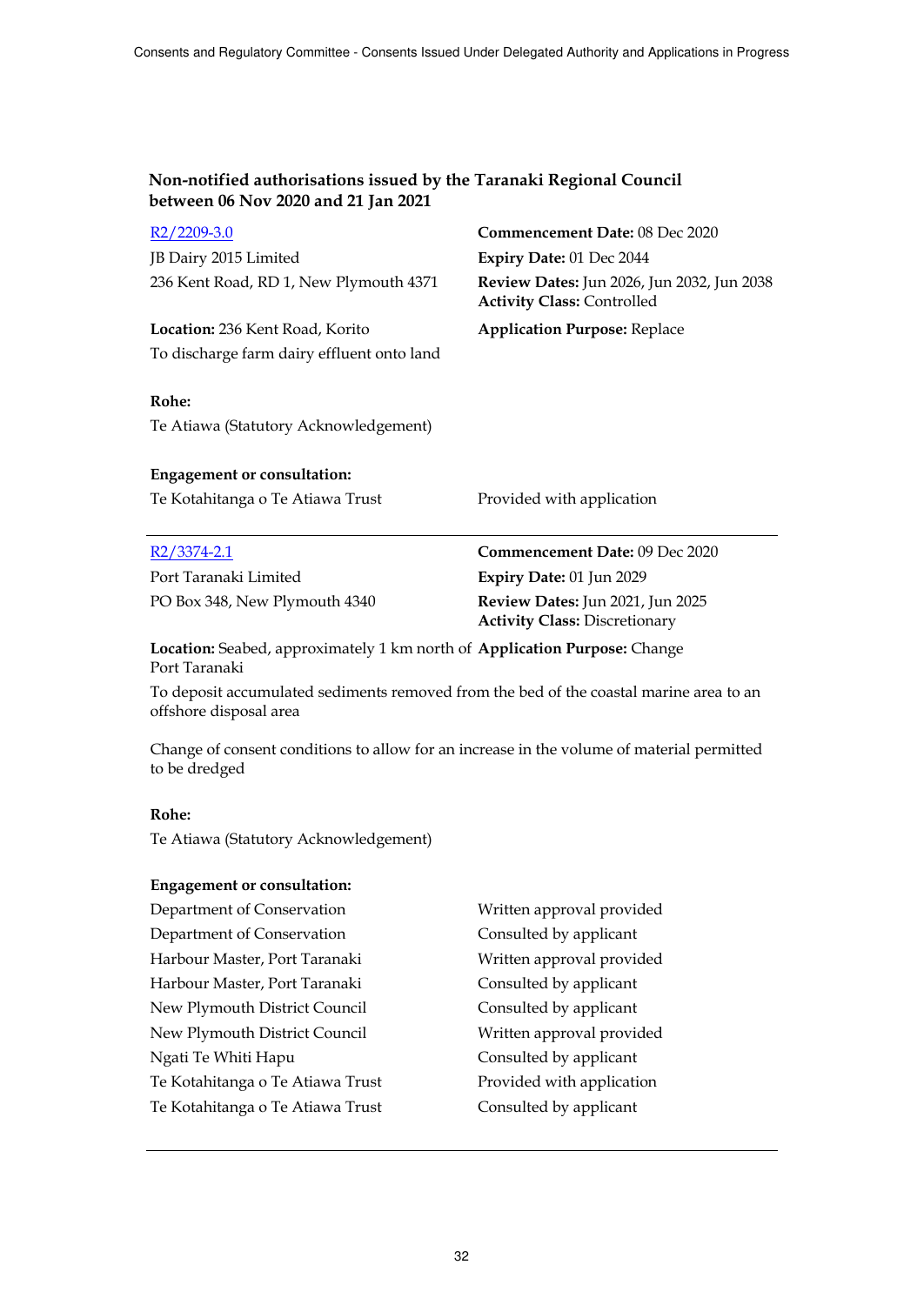## Non-notified authorisations issued by the Taranaki Regional Council between 06 Nov 2020 and 21 Jan 2021

R2/2209-3.0

JB Dairy 2015 Limited
236 Kent Road, RD 1, New Plymouth 4371

**Commencement Date:** 08 Dec 2020
**Expiry Date:** 01 Dec 2044
**Review Dates:** Jun 2026, Jun 2032, Jun 2038
**Activity Class:** Controlled

**Location:** 236 Kent Road, Korito

**Application Purpose:** Replace

To discharge farm dairy effluent onto land

**Rohe:**

Te Atiawa (Statutory Acknowledgement)

**Engagement or consultation:**

| | |
|---|---|
| Te Kotahitanga o Te Atiawa Trust | Provided with application |

---

R2/3374-2.1

Port Taranaki Limited
PO Box 348, New Plymouth 4340

**Commencement Date:** 09 Dec 2020
**Expiry Date:** 01 Jun 2029
**Review Dates:** Jun 2021, Jun 2025
**Activity Class:** Discretionary

**Location:** Seabed, approximately 1 km north of Port Taranaki

**Application Purpose:** Change

To deposit accumulated sediments removed from the bed of the coastal marine area to an offshore disposal area

Change of consent conditions to allow for an increase in the volume of material permitted to be dredged

**Rohe:**

Te Atiawa (Statutory Acknowledgement)

**Engagement or consultation:**

| | |
|---|---|
| Department of Conservation | Written approval provided |
| Department of Conservation | Consulted by applicant |
| Harbour Master, Port Taranaki | Written approval provided |
| Harbour Master, Port Taranaki | Consulted by applicant |
| New Plymouth District Council | Consulted by applicant |
| New Plymouth District Council | Written approval provided |
| Ngati Te Whiti Hapu | Consulted by applicant |
| Te Kotahitanga o Te Atiawa Trust | Provided with application |
| Te Kotahitanga o Te Atiawa Trust | Consulted by applicant |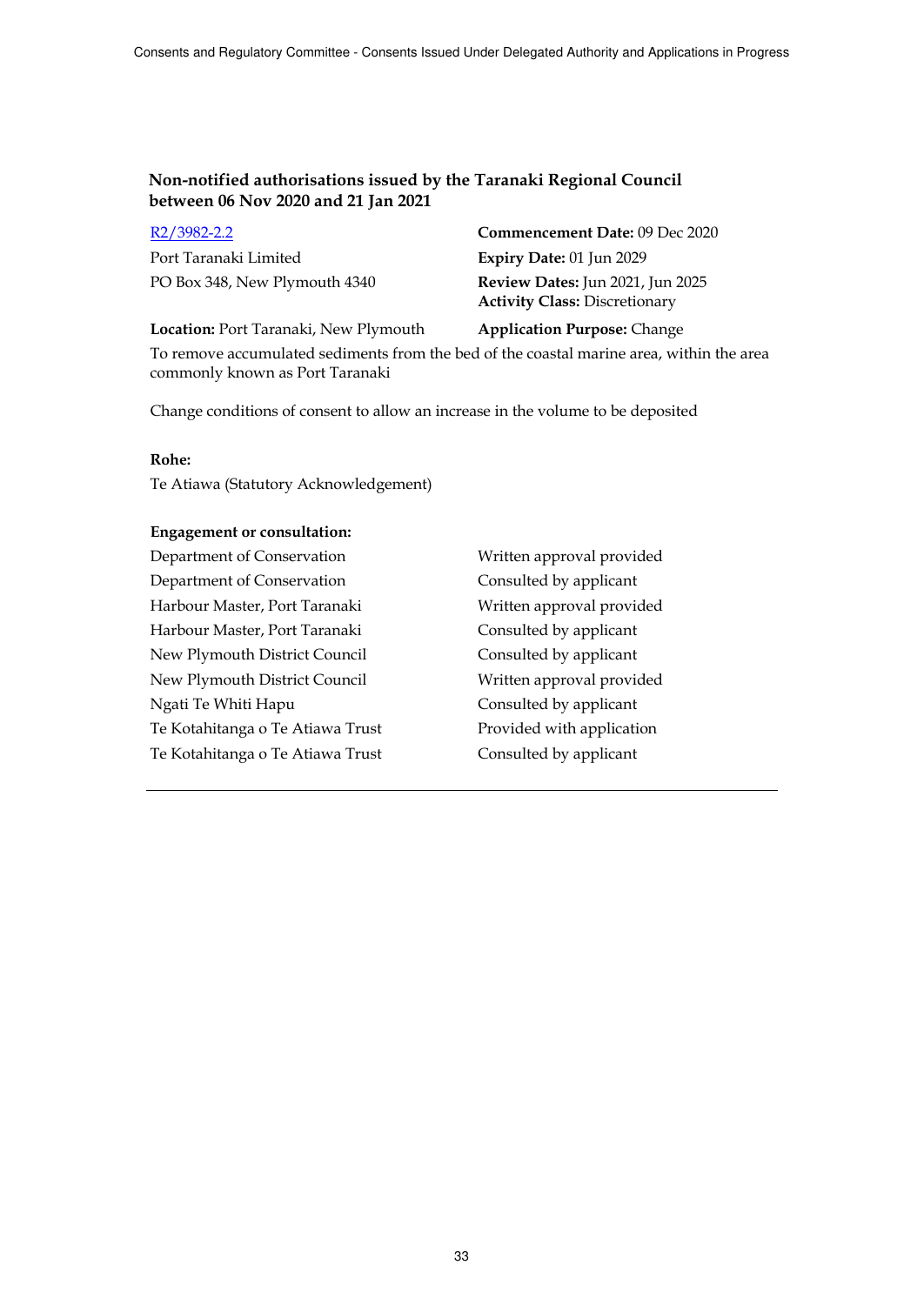## Non-notified authorisations issued by the Taranaki Regional Council between 06 Nov 2020 and 21 Jan 2021

R2/3982-2.2

Port Taranaki Limited
PO Box 348, New Plymouth 4340

**Commencement Date:** 09 Dec 2020
**Expiry Date:** 01 Jun 2029
**Review Dates:** Jun 2021, Jun 2025
**Activity Class:** Discretionary

**Location:** Port Taranaki, New Plymouth

**Application Purpose:** Change

To remove accumulated sediments from the bed of the coastal marine area, within the area commonly known as Port Taranaki

Change conditions of consent to allow an increase in the volume to be deposited

**Rohe:**
Te Atiawa (Statutory Acknowledgement)

**Engagement or consultation:**

| | |
|---|---|
| Department of Conservation | Written approval provided |
| Department of Conservation | Consulted by applicant |
| Harbour Master, Port Taranaki | Written approval provided |
| Harbour Master, Port Taranaki | Consulted by applicant |
| New Plymouth District Council | Consulted by applicant |
| New Plymouth District Council | Written approval provided |
| Ngati Te Whiti Hapu | Consulted by applicant |
| Te Kotahitanga o Te Atiawa Trust | Provided with application |
| Te Kotahitanga o Te Atiawa Trust | Consulted by applicant |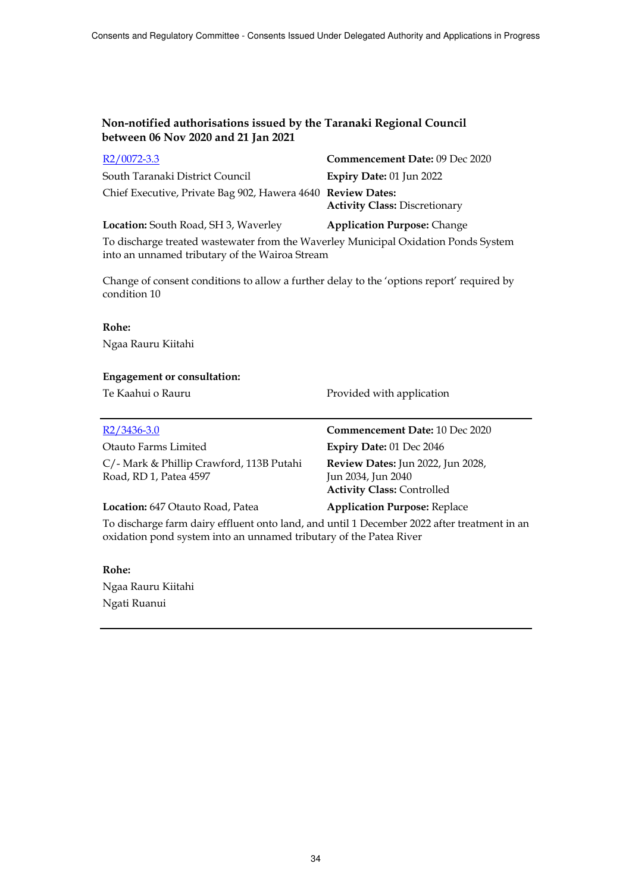## Non-notified authorisations issued by the Taranaki Regional Council between 06 Nov 2020 and 21 Jan 2021

| | |
|---|---|
| R2/0072-3.3 | **Commencement Date:** 09 Dec 2020 |
| South Taranaki District Council | **Expiry Date:** 01 Jun 2022 |
| Chief Executive, Private Bag 902, Hawera 4640 | **Review Dates:** |
| | **Activity Class:** Discretionary |
| **Location:** South Road, SH 3, Waverley | **Application Purpose:** Change |

To discharge treated wastewater from the Waverley Municipal Oxidation Ponds System into an unnamed tributary of the Wairoa Stream

Change of consent conditions to allow a further delay to the 'options report' required by condition 10

**Rohe:**

Ngaa Rauru Kiitahi

**Engagement or consultation:**

| | |
|---|---|
| Te Kaahui o Rauru | Provided with application |

---

| | |
|---|---|
| R2/3436-3.0 | **Commencement Date:** 10 Dec 2020 |
| Otauto Farms Limited | **Expiry Date:** 01 Dec 2046 |
| C/- Mark & Phillip Crawford, 113B Putahi Road, RD 1, Patea 4597 | **Review Dates:** Jun 2022, Jun 2028, Jun 2034, Jun 2040 |
| | **Activity Class:** Controlled |
| **Location:** 647 Otauto Road, Patea | **Application Purpose:** Replace |

To discharge farm dairy effluent onto land, and until 1 December 2022 after treatment in an oxidation pond system into an unnamed tributary of the Patea River

**Rohe:**

Ngaa Rauru Kiitahi

Ngati Ruanui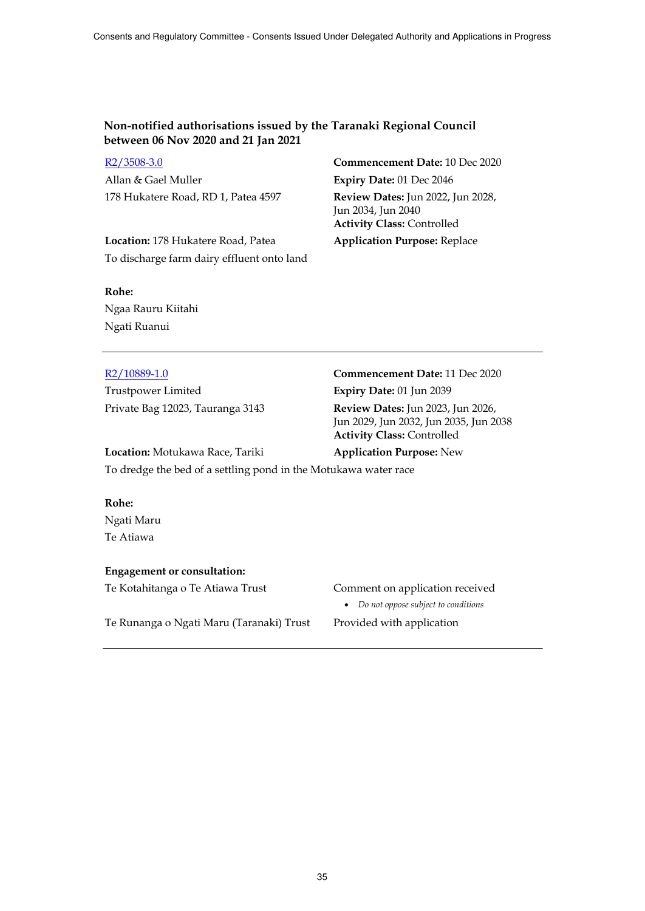**Non-notified authorisations issued by the Taranaki Regional Council between 06 Nov 2020 and 21 Jan 2021**

R2/3508-3.0

Allan & Gael Muller
178 Hukatere Road, RD 1, Patea 4597

**Commencement Date:** 10 Dec 2020
**Expiry Date:** 01 Dec 2046
**Review Dates:** Jun 2022, Jun 2028, Jun 2034, Jun 2040
**Activity Class:** Controlled
**Application Purpose:** Replace

**Location:** 178 Hukatere Road, Patea
To discharge farm dairy effluent onto land

**Rohe:**
Ngaa Rauru Kiitahi
Ngati Ruanui

---

R2/10889-1.0

Trustpower Limited
Private Bag 12023, Tauranga 3143

**Commencement Date:** 11 Dec 2020
**Expiry Date:** 01 Jun 2039
**Review Dates:** Jun 2023, Jun 2026, Jun 2029, Jun 2032, Jun 2035, Jun 2038
**Activity Class:** Controlled
**Application Purpose:** New

**Location:** Motukawa Race, Tariki
To dredge the bed of a settling pond in the Motukawa water race

**Rohe:**
Ngati Maru
Te Atiawa

**Engagement or consultation:**

| | |
|---|---|
| Te Kotahitanga o Te Atiawa Trust | Comment on application received<br>• *Do not oppose subject to conditions* |
| Te Runanga o Ngati Maru (Taranaki) Trust | Provided with application |

---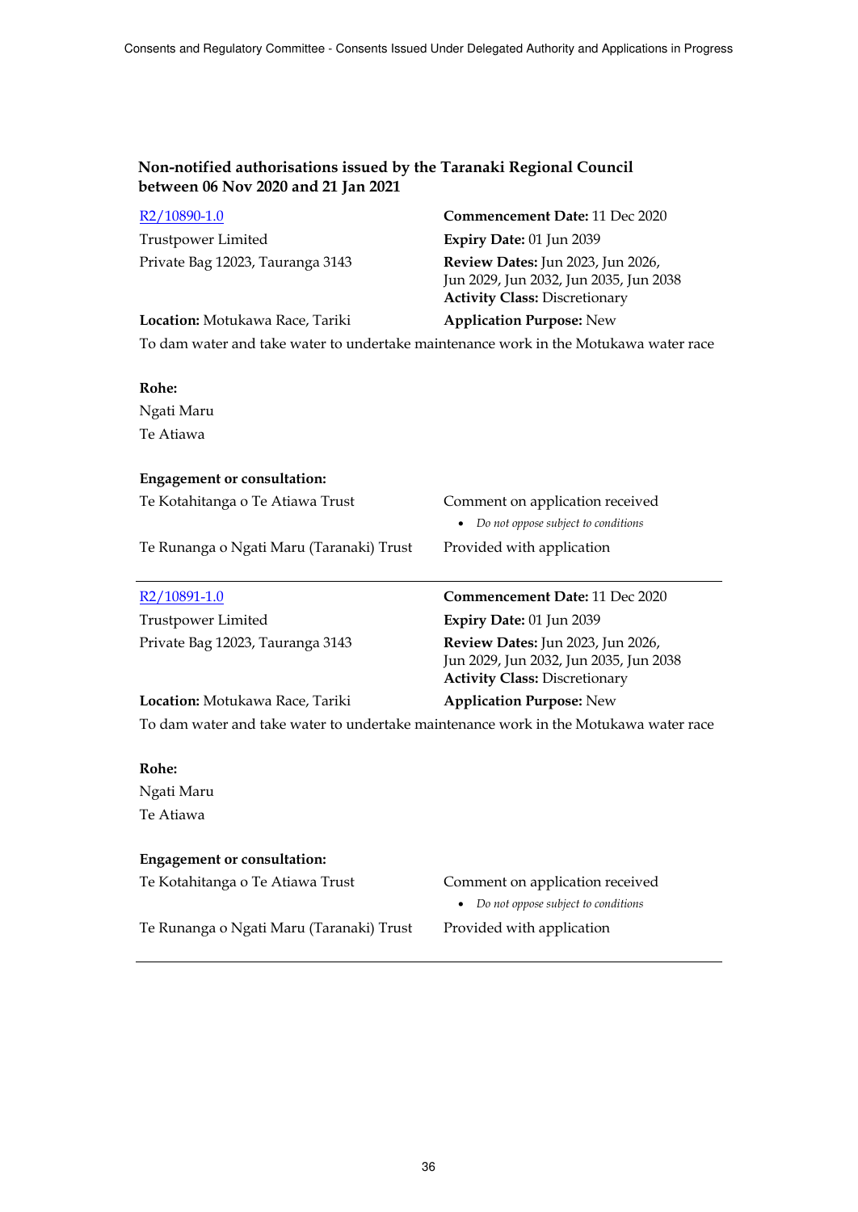## Non-notified authorisations issued by the Taranaki Regional Council between 06 Nov 2020 and 21 Jan 2021

[R2/10890-1.0](R2/10890-1.0)
Trustpower Limited
Private Bag 12023, Tauranga 3143

**Commencement Date:** 11 Dec 2020
**Expiry Date:** 01 Jun 2039
**Review Dates:** Jun 2023, Jun 2026, Jun 2029, Jun 2032, Jun 2035, Jun 2038
**Activity Class:** Discretionary

**Location:** Motukawa Race, Tariki
**Application Purpose:** New

To dam water and take water to undertake maintenance work in the Motukawa water race

**Rohe:**
Ngati Maru
Te Atiawa

**Engagement or consultation:**

| | |
|---|---|
| Te Kotahitanga o Te Atiawa Trust | Comment on application received<br>• *Do not oppose subject to conditions* |
| Te Runanga o Ngati Maru (Taranaki) Trust | Provided with application |

---

[R2/10891-1.0](R2/10891-1.0)
Trustpower Limited
Private Bag 12023, Tauranga 3143

**Commencement Date:** 11 Dec 2020
**Expiry Date:** 01 Jun 2039
**Review Dates:** Jun 2023, Jun 2026, Jun 2029, Jun 2032, Jun 2035, Jun 2038
**Activity Class:** Discretionary

**Location:** Motukawa Race, Tariki
**Application Purpose:** New

To dam water and take water to undertake maintenance work in the Motukawa water race

**Rohe:**
Ngati Maru
Te Atiawa

**Engagement or consultation:**

| | |
|---|---|
| Te Kotahitanga o Te Atiawa Trust | Comment on application received<br>• *Do not oppose subject to conditions* |
| Te Runanga o Ngati Maru (Taranaki) Trust | Provided with application |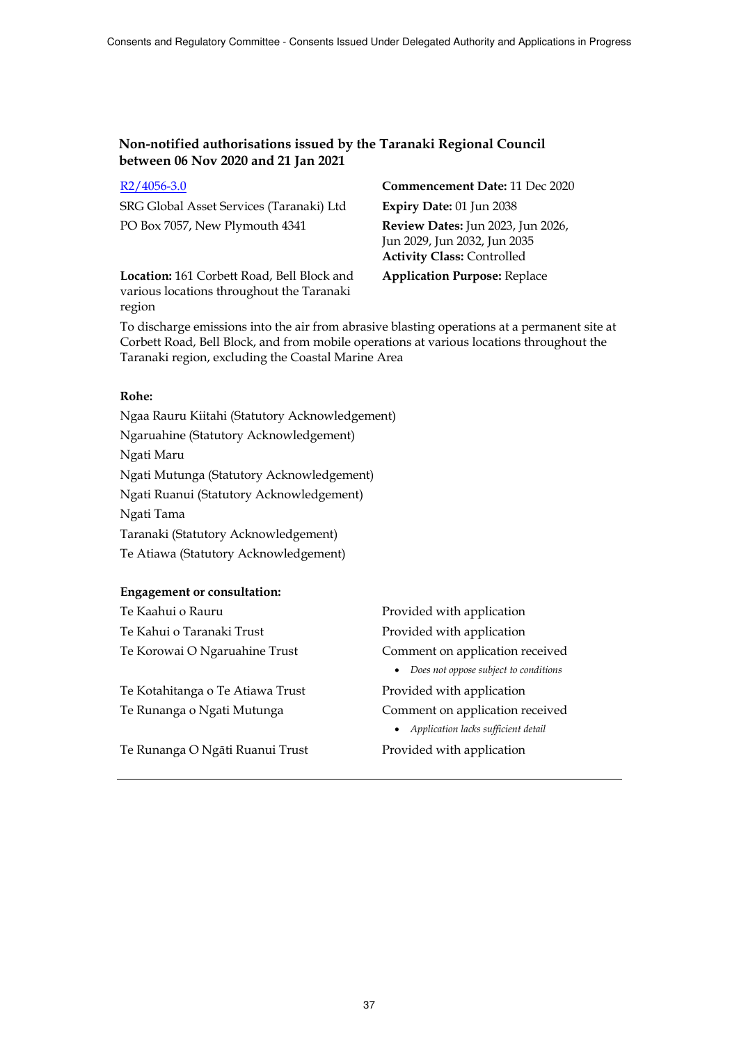### Non-notified authorisations issued by the Taranaki Regional Council between 06 Nov 2020 and 21 Jan 2021

[R2/4056-3.0]

SRG Global Asset Services (Taranaki) Ltd
PO Box 7057, New Plymouth 4341

**Commencement Date:** 11 Dec 2020
**Expiry Date:** 01 Jun 2038
**Review Dates:** Jun 2023, Jun 2026, Jun 2029, Jun 2032, Jun 2035
**Activity Class:** Controlled

**Location:** 161 Corbett Road, Bell Block and various locations throughout the Taranaki region

**Application Purpose:** Replace

To discharge emissions into the air from abrasive blasting operations at a permanent site at Corbett Road, Bell Block, and from mobile operations at various locations throughout the Taranaki region, excluding the Coastal Marine Area

**Rohe:**

Ngaa Rauru Kiitahi (Statutory Acknowledgement)
Ngaruahine (Statutory Acknowledgement)
Ngati Maru
Ngati Mutunga (Statutory Acknowledgement)
Ngati Ruanui (Statutory Acknowledgement)
Ngati Tama
Taranaki (Statutory Acknowledgement)
Te Atiawa (Statutory Acknowledgement)

**Engagement or consultation:**

| | |
|---|---|
| Te Kaahui o Rauru | Provided with application |
| Te Kahui o Taranaki Trust | Provided with application |
| Te Korowai O Ngaruahine Trust | Comment on application received<br>• *Does not oppose subject to conditions* |
| Te Kotahitanga o Te Atiawa Trust | Provided with application |
| Te Runanga o Ngati Mutunga | Comment on application received<br>• *Application lacks sufficient detail* |
| Te Runanga O Ngāti Ruanui Trust | Provided with application |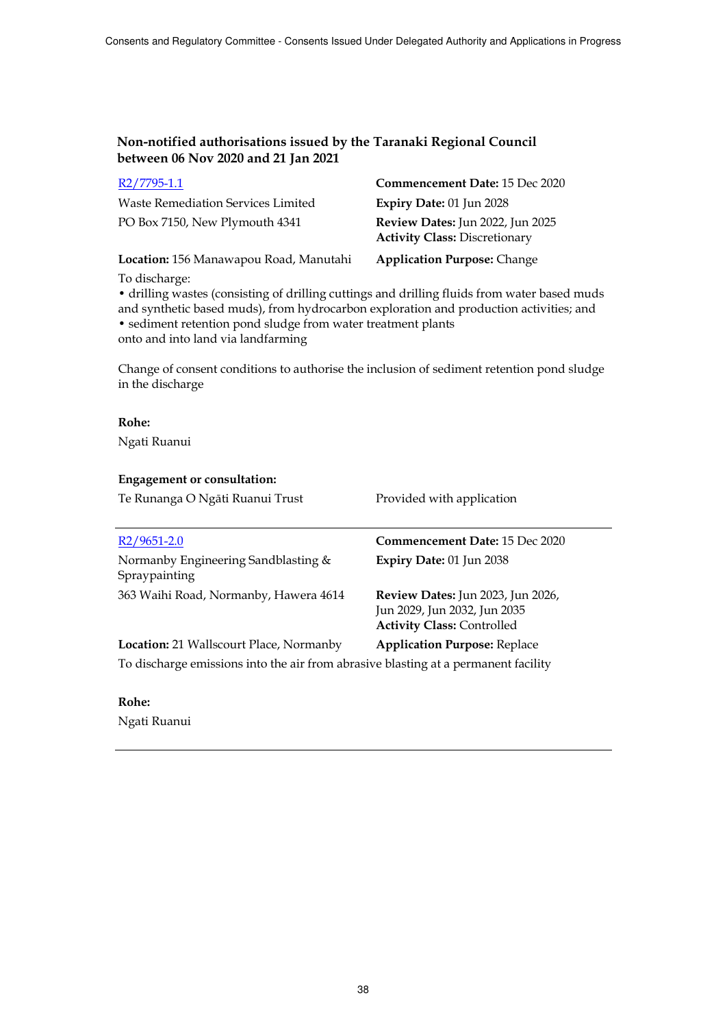### Non-notified authorisations issued by the Taranaki Regional Council between 06 Nov 2020 and 21 Jan 2021

R2/7795-1.1

Waste Remediation Services Limited
PO Box 7150, New Plymouth 4341

**Commencement Date:** 15 Dec 2020
**Expiry Date:** 01 Jun 2028
**Review Dates:** Jun 2022, Jun 2025
**Activity Class:** Discretionary

**Location:** 156 Manawapou Road, Manutahi
**Application Purpose:** Change

To discharge:

- drilling wastes (consisting of drilling cuttings and drilling fluids from water based muds and synthetic based muds), from hydrocarbon exploration and production activities; and
- sediment retention pond sludge from water treatment plants

onto and into land via landfarming

Change of consent conditions to authorise the inclusion of sediment retention pond sludge in the discharge

**Rohe:**

Ngati Ruanui

**Engagement or consultation:**

| | |
|---|---|
| Te Runanga O Ngāti Ruanui Trust | Provided with application |

---

R2/9651-2.0

Normanby Engineering Sandblasting & Spraypainting
363 Waihi Road, Normanby, Hawera 4614

**Commencement Date:** 15 Dec 2020
**Expiry Date:** 01 Jun 2038
**Review Dates:** Jun 2023, Jun 2026, Jun 2029, Jun 2032, Jun 2035
**Activity Class:** Controlled

**Location:** 21 Wallscourt Place, Normanby
**Application Purpose:** Replace

To discharge emissions into the air from abrasive blasting at a permanent facility

**Rohe:**

Ngati Ruanui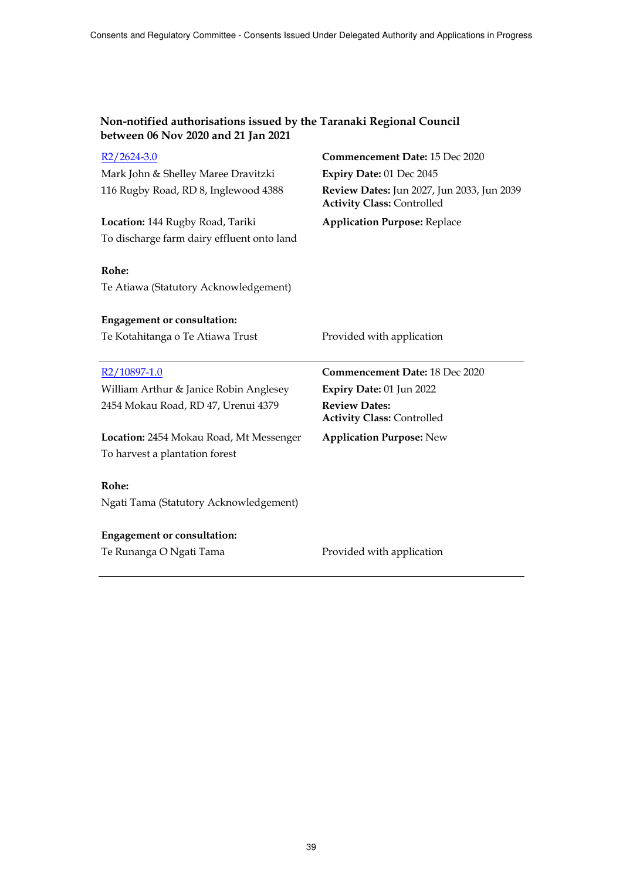**Non-notified authorisations issued by the Taranaki Regional Council between 06 Nov 2020 and 21 Jan 2021**

[R2/2624-3.0](R2/2624-3.0)
Mark John & Shelley Maree Dravitzki
116 Rugby Road, RD 8, Inglewood 4388

**Commencement Date:** 15 Dec 2020
**Expiry Date:** 01 Dec 2045
**Review Dates:** Jun 2027, Jun 2033, Jun 2039
**Activity Class:** Controlled

**Location:** 144 Rugby Road, Tariki
To discharge farm dairy effluent onto land

**Application Purpose:** Replace

**Rohe:**
Te Atiawa (Statutory Acknowledgement)

**Engagement or consultation:**

| | |
|---|---|
| Te Kotahitanga o Te Atiawa Trust | Provided with application |

---

[R2/10897-1.0](R2/10897-1.0)
William Arthur & Janice Robin Anglesey
2454 Mokau Road, RD 47, Urenui 4379

**Commencement Date:** 18 Dec 2020
**Expiry Date:** 01 Jun 2022
**Review Dates:**
**Activity Class:** Controlled

**Location:** 2454 Mokau Road, Mt Messenger
To harvest a plantation forest

**Application Purpose:** New

**Rohe:**
Ngati Tama (Statutory Acknowledgement)

**Engagement or consultation:**

| | |
|---|---|
| Te Runanga O Ngati Tama | Provided with application |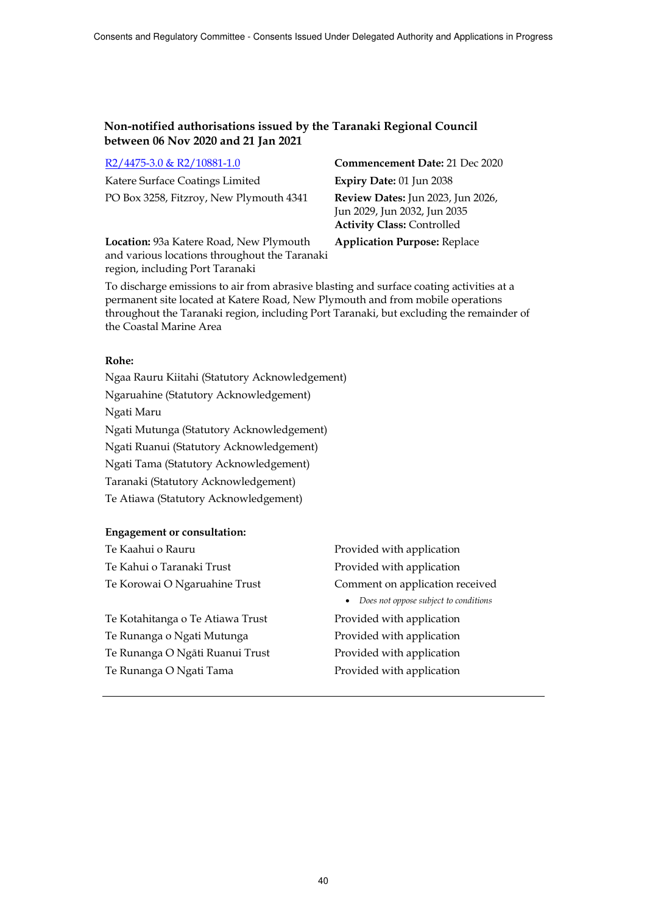### Non-notified authorisations issued by the Taranaki Regional Council between 06 Nov 2020 and 21 Jan 2021

[R2/4475-3.0 & R2/10881-1.0]

Katere Surface Coatings Limited

PO Box 3258, Fitzroy, New Plymouth 4341

**Location:** 93a Katere Road, New Plymouth and various locations throughout the Taranaki region, including Port Taranaki

**Commencement Date:** 21 Dec 2020

**Expiry Date:** 01 Jun 2038

**Review Dates:** Jun 2023, Jun 2026, Jun 2029, Jun 2032, Jun 2035

**Activity Class:** Controlled

**Application Purpose:** Replace

To discharge emissions to air from abrasive blasting and surface coating activities at a permanent site located at Katere Road, New Plymouth and from mobile operations throughout the Taranaki region, including Port Taranaki, but excluding the remainder of the Coastal Marine Area

**Rohe:**

Ngaa Rauru Kiitahi (Statutory Acknowledgement)

Ngaruahine (Statutory Acknowledgement)

Ngati Maru

Ngati Mutunga (Statutory Acknowledgement)

Ngati Ruanui (Statutory Acknowledgement)

Ngati Tama (Statutory Acknowledgement)

Taranaki (Statutory Acknowledgement)

Te Atiawa (Statutory Acknowledgement)

**Engagement or consultation:**

| | |
|---|---|
| Te Kaahui o Rauru | Provided with application |
| Te Kahui o Taranaki Trust | Provided with application |
| Te Korowai O Ngaruahine Trust | Comment on application received<br>• *Does not oppose subject to conditions* |
| Te Kotahitanga o Te Atiawa Trust | Provided with application |
| Te Runanga o Ngati Mutunga | Provided with application |
| Te Runanga O Ngāti Ruanui Trust | Provided with application |
| Te Runanga O Ngati Tama | Provided with application |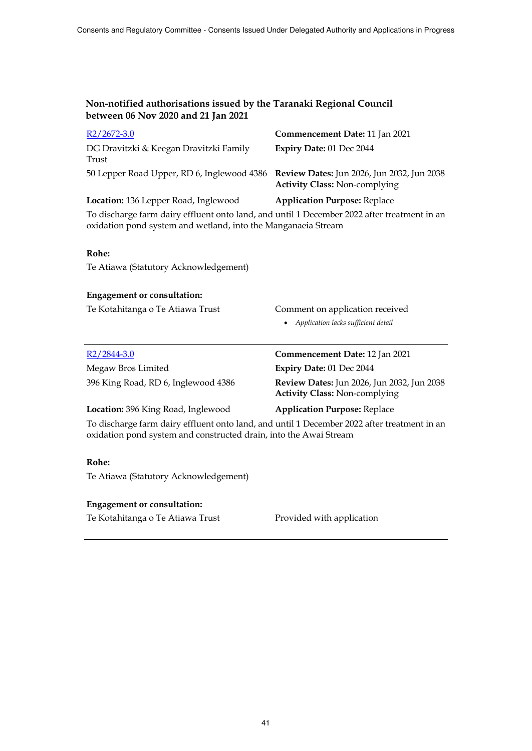## Non-notified authorisations issued by the Taranaki Regional Council between 06 Nov 2020 and 21 Jan 2021

| | |
|---|---|
| [R2/2672-3.0] | **Commencement Date:** 11 Jan 2021 |
| DG Dravitzki & Keegan Dravitzki Family Trust | **Expiry Date:** 01 Dec 2044 |
| 50 Lepper Road Upper, RD 6, Inglewood 4386 | **Review Dates:** Jun 2026, Jun 2032, Jun 2038<br>**Activity Class:** Non-complying |
| **Location:** 136 Lepper Road, Inglewood | **Application Purpose:** Replace |

To discharge farm dairy effluent onto land, and until 1 December 2022 after treatment in an oxidation pond system and wetland, into the Manganaeia Stream

**Rohe:**

Te Atiawa (Statutory Acknowledgement)

**Engagement or consultation:**

| | |
|---|---|
| Te Kotahitanga o Te Atiawa Trust | Comment on application received<br>• *Application lacks sufficient detail* |

---

| | |
|---|---|
| [R2/2844-3.0] | **Commencement Date:** 12 Jan 2021 |
| Megaw Bros Limited | **Expiry Date:** 01 Dec 2044 |
| 396 King Road, RD 6, Inglewood 4386 | **Review Dates:** Jun 2026, Jun 2032, Jun 2038<br>**Activity Class:** Non-complying |
| **Location:** 396 King Road, Inglewood | **Application Purpose:** Replace |

To discharge farm dairy effluent onto land, and until 1 December 2022 after treatment in an oxidation pond system and constructed drain, into the Awai Stream

**Rohe:**

Te Atiawa (Statutory Acknowledgement)

**Engagement or consultation:**

| | |
|---|---|
| Te Kotahitanga o Te Atiawa Trust | Provided with application |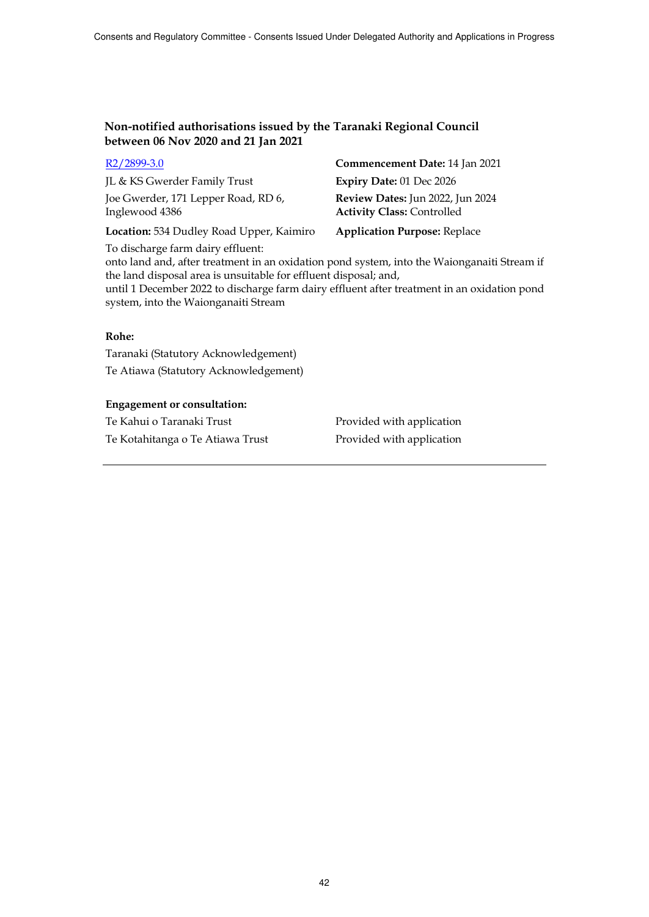## Non-notified authorisations issued by the Taranaki Regional Council between 06 Nov 2020 and 21 Jan 2021

[R2/2899-3.0]

JL & KS Gwerder Family Trust

Joe Gwerder, 171 Lepper Road, RD 6, Inglewood 4386

**Location:** 534 Dudley Road Upper, Kaimiro

**Commencement Date:** 14 Jan 2021

**Expiry Date:** 01 Dec 2026

**Review Dates:** Jun 2022, Jun 2024

**Activity Class:** Controlled

**Application Purpose:** Replace

To discharge farm dairy effluent:
onto land and, after treatment in an oxidation pond system, into the Waionganaiti Stream if the land disposal area is unsuitable for effluent disposal; and,
until 1 December 2022 to discharge farm dairy effluent after treatment in an oxidation pond system, into the Waionganaiti Stream

**Rohe:**

Taranaki (Statutory Acknowledgement)

Te Atiawa (Statutory Acknowledgement)

**Engagement or consultation:**

| | |
|---|---|
| Te Kahui o Taranaki Trust | Provided with application |
| Te Kotahitanga o Te Atiawa Trust | Provided with application |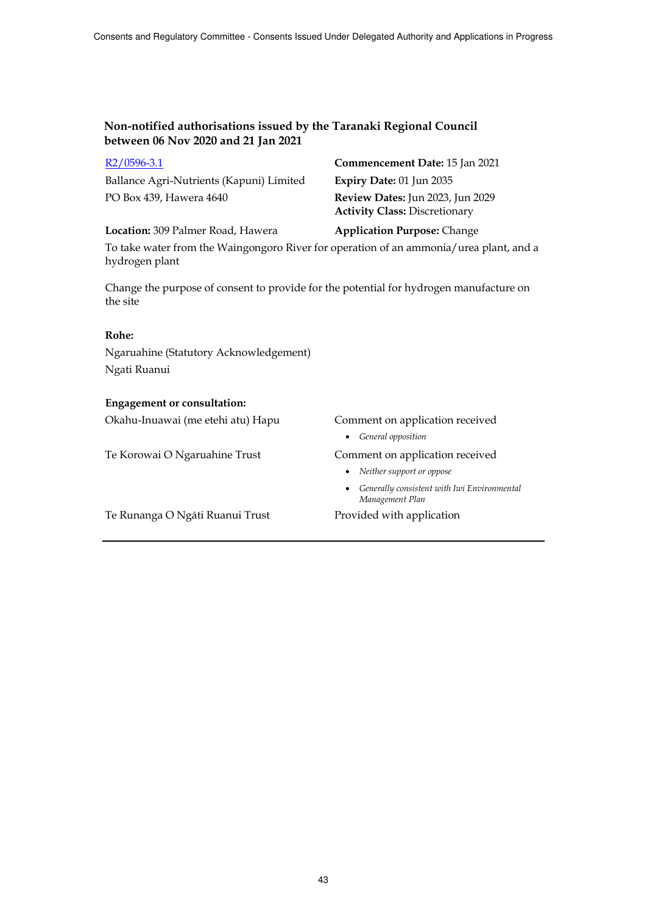## Non-notified authorisations issued by the Taranaki Regional Council between 06 Nov 2020 and 21 Jan 2021

R2/0596-3.1
Ballance Agri-Nutrients (Kapuni) Limited
PO Box 439, Hawera 4640

**Commencement Date:** 15 Jan 2021
**Expiry Date:** 01 Jun 2035
**Review Dates:** Jun 2023, Jun 2029
**Activity Class:** Discretionary

**Location:** 309 Palmer Road, Hawera
**Application Purpose:** Change

To take water from the Waingongoro River for operation of an ammonia/urea plant, and a hydrogen plant

Change the purpose of consent to provide for the potential for hydrogen manufacture on the site

**Rohe:**

Ngaruahine (Statutory Acknowledgement)
Ngati Ruanui

**Engagement or consultation:**

Okahu-Inuawai (me etehi atu) Hapu — Comment on application received
- *General opposition*

Te Korowai O Ngaruahine Trust — Comment on application received
- *Neither support or oppose*
- *Generally consistent with Iwi Environmental Management Plan*

Te Runanga O Ngāti Ruanui Trust — Provided with application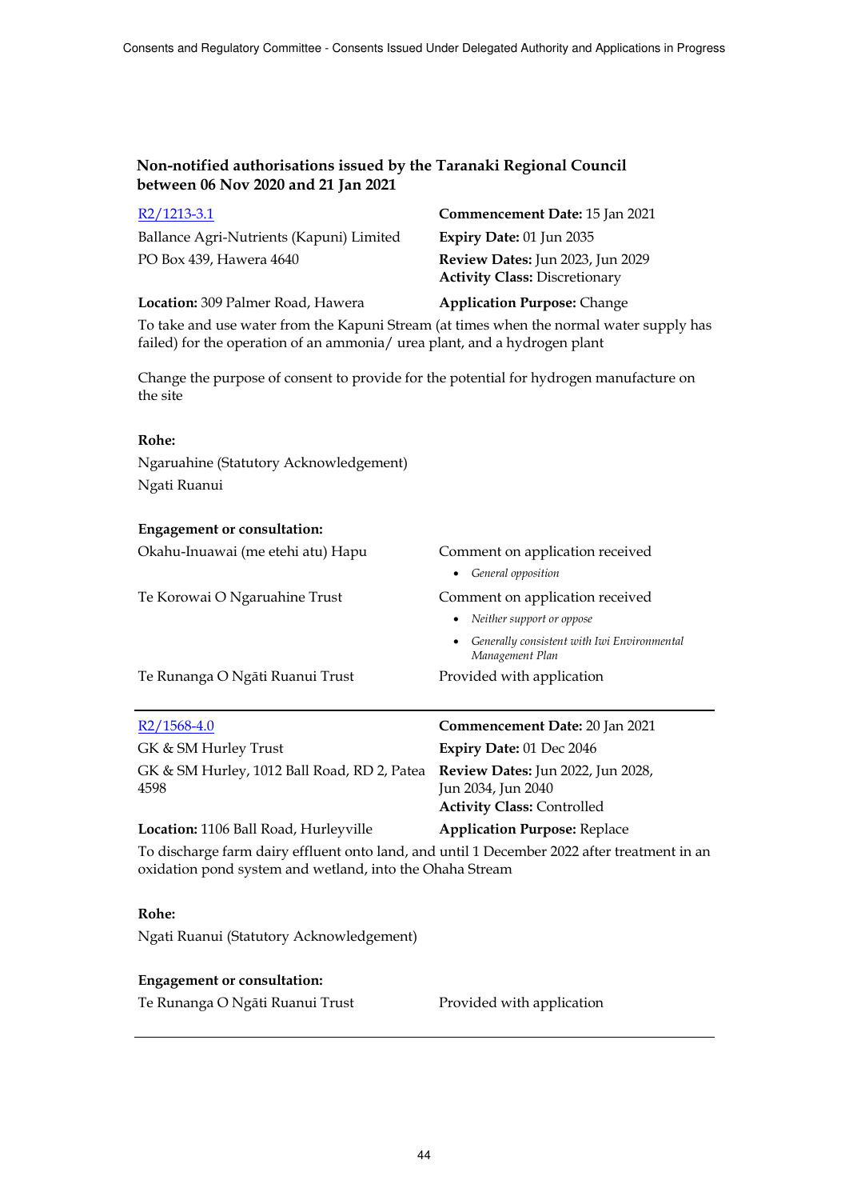## Non-notified authorisations issued by the Taranaki Regional Council between 06 Nov 2020 and 21 Jan 2021

[R2/1213-3.1](R2/1213-3.1)

Ballance Agri-Nutrients (Kapuni) Limited
PO Box 439, Hawera 4640

**Commencement Date:** 15 Jan 2021
**Expiry Date:** 01 Jun 2035
**Review Dates:** Jun 2023, Jun 2029
**Activity Class:** Discretionary

**Location:** 309 Palmer Road, Hawera
**Application Purpose:** Change

To take and use water from the Kapuni Stream (at times when the normal water supply has failed) for the operation of an ammonia/ urea plant, and a hydrogen plant

Change the purpose of consent to provide for the potential for hydrogen manufacture on the site

**Rohe:**

Ngaruahine (Statutory Acknowledgement)
Ngati Ruanui

**Engagement or consultation:**

| | |
|---|---|
| Okahu-Inuawai (me etehi atu) Hapu | Comment on application received<br>• *General opposition* |
| Te Korowai O Ngaruahine Trust | Comment on application received<br>• *Neither support or oppose*<br>• *Generally consistent with Iwi Environmental Management Plan* |
| Te Runanga O Ngāti Ruanui Trust | Provided with application |

---

[R2/1568-4.0](R2/1568-4.0)

GK & SM Hurley Trust
GK & SM Hurley, 1012 Ball Road, RD 2, Patea 4598

**Commencement Date:** 20 Jan 2021
**Expiry Date:** 01 Dec 2046
**Review Dates:** Jun 2022, Jun 2028, Jun 2034, Jun 2040
**Activity Class:** Controlled

**Location:** 1106 Ball Road, Hurleyville
**Application Purpose:** Replace

To discharge farm dairy effluent onto land, and until 1 December 2022 after treatment in an oxidation pond system and wetland, into the Ohaha Stream

**Rohe:**

Ngati Ruanui (Statutory Acknowledgement)

**Engagement or consultation:**

| | |
|---|---|
| Te Runanga O Ngāti Ruanui Trust | Provided with application |

---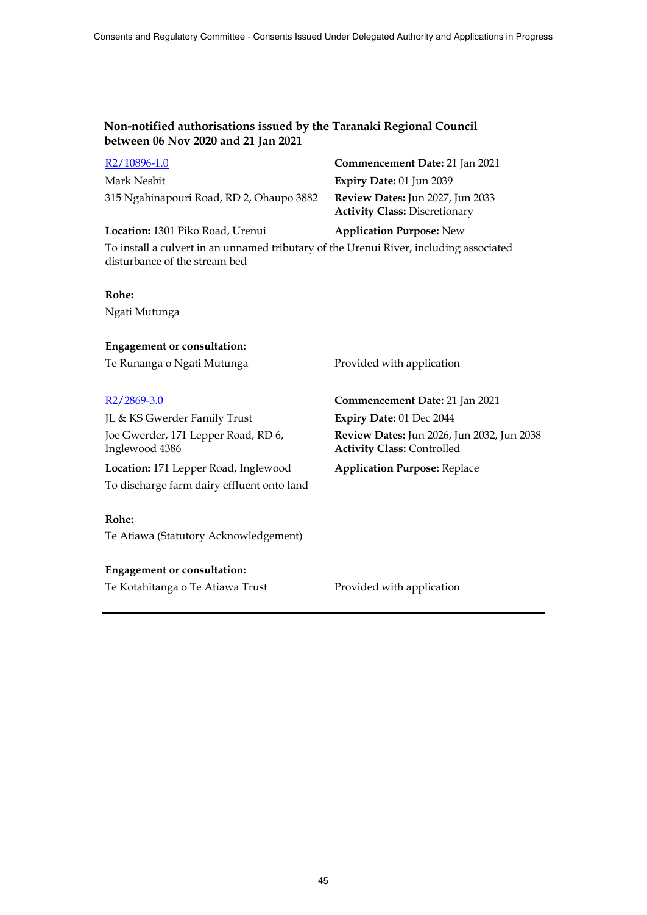**Non-notified authorisations issued by the Taranaki Regional Council between 06 Nov 2020 and 21 Jan 2021**

| | |
|---|---|
| R2/10896-1.0 | **Commencement Date:** 21 Jan 2021 |
| Mark Nesbit | **Expiry Date:** 01 Jun 2039 |
| 315 Ngahinapouri Road, RD 2, Ohaupo 3882 | **Review Dates:** Jun 2027, Jun 2033<br>**Activity Class:** Discretionary |
| **Location:** 1301 Piko Road, Urenui | **Application Purpose:** New |

To install a culvert in an unnamed tributary of the Urenui River, including associated disturbance of the stream bed

**Rohe:**

Ngati Mutunga

**Engagement or consultation:**

| | |
|---|---|
| Te Runanga o Ngati Mutunga | Provided with application |

---

| | |
|---|---|
| R2/2869-3.0 | **Commencement Date:** 21 Jan 2021 |
| JL & KS Gwerder Family Trust | **Expiry Date:** 01 Dec 2044 |
| Joe Gwerder, 171 Lepper Road, RD 6, Inglewood 4386 | **Review Dates:** Jun 2026, Jun 2032, Jun 2038<br>**Activity Class:** Controlled |
| **Location:** 171 Lepper Road, Inglewood | **Application Purpose:** Replace |

To discharge farm dairy effluent onto land

**Rohe:**

Te Atiawa (Statutory Acknowledgement)

**Engagement or consultation:**

| | |
|---|---|
| Te Kotahitanga o Te Atiawa Trust | Provided with application |